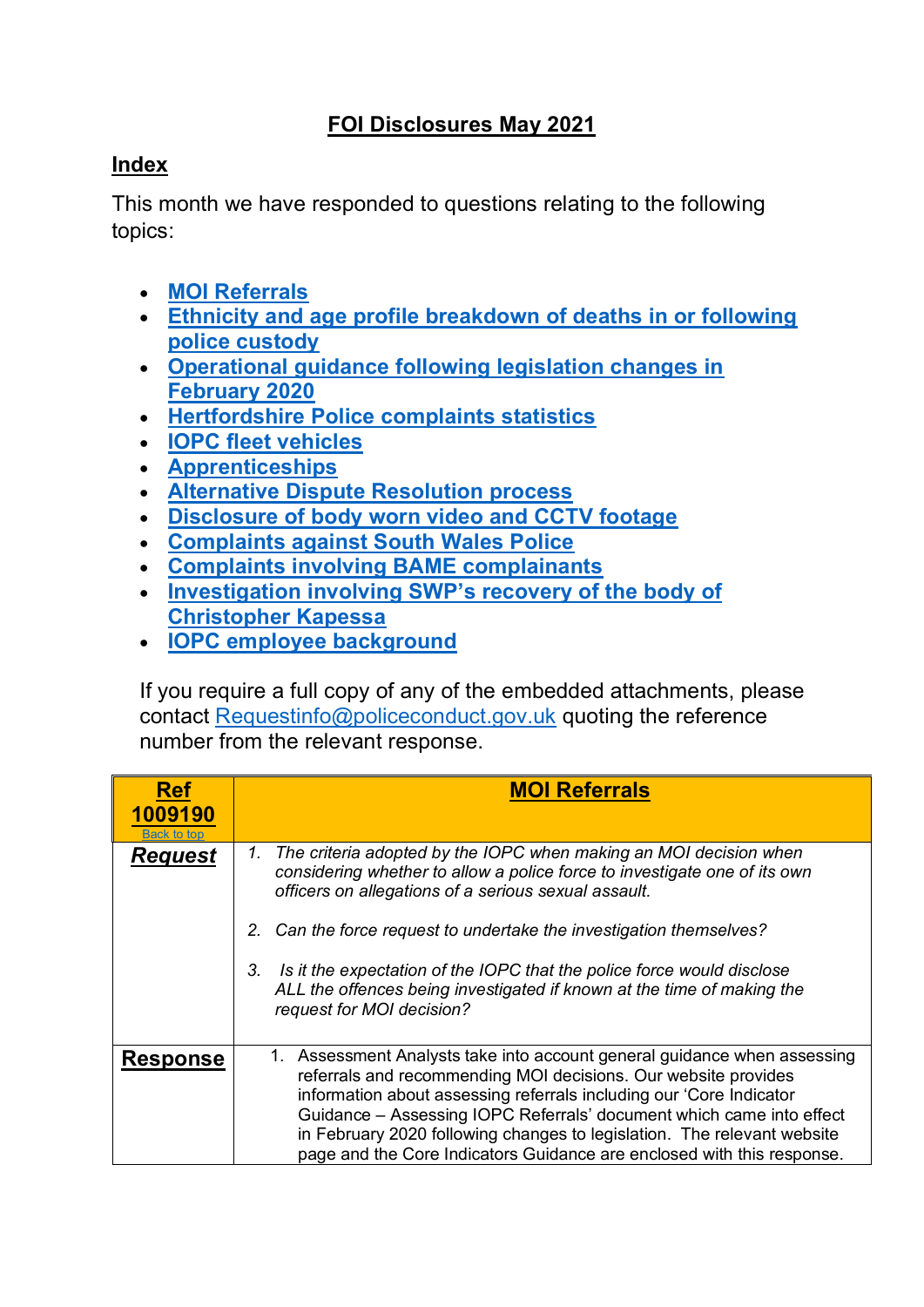# FOI Disclosures May 2021

## Index

This month we have responded to questions relating to the following topics:

- MOI Referrals
- Ethnicity and age profile breakdown of deaths in or following police custody
- Operational guidance following legislation changes in February 2020
- Hertfordshire Police complaints statistics
- IOPC fleet vehicles
- Apprenticeships
- Alternative Dispute Resolution process
- Disclosure of body worn video and CCTV footage
- Complaints against South Wales Police
- Complaints involving BAME complainants
- Investigation involving SWP's recovery of the body of Christopher Kapessa
- IOPC employee background

If you require a full copy of any of the embedded attachments, please contact Requestinfo@policeconduct.gov.uk quoting the reference number from the relevant response.

| **Ref 1009190** Back to top | **MOI Referrals** |
|---|---|
| ***Request*** | *1. The criteria adopted by the IOPC when making an MOI decision when considering whether to allow a police force to investigate one of its own officers on allegations of a serious sexual assault.*<br><br>*2. Can the force request to undertake the investigation themselves?*<br><br>*3. Is it the expectation of the IOPC that the police force would disclose ALL the offences being investigated if known at the time of making the request for MOI decision?* |
| **Response** | 1. Assessment Analysts take into account general guidance when assessing referrals and recommending MOI decisions. Our website provides information about assessing referrals including our 'Core Indicator Guidance – Assessing IOPC Referrals' document which came into effect in February 2020 following changes to legislation. The relevant website page and the Core Indicators Guidance are enclosed with this response. |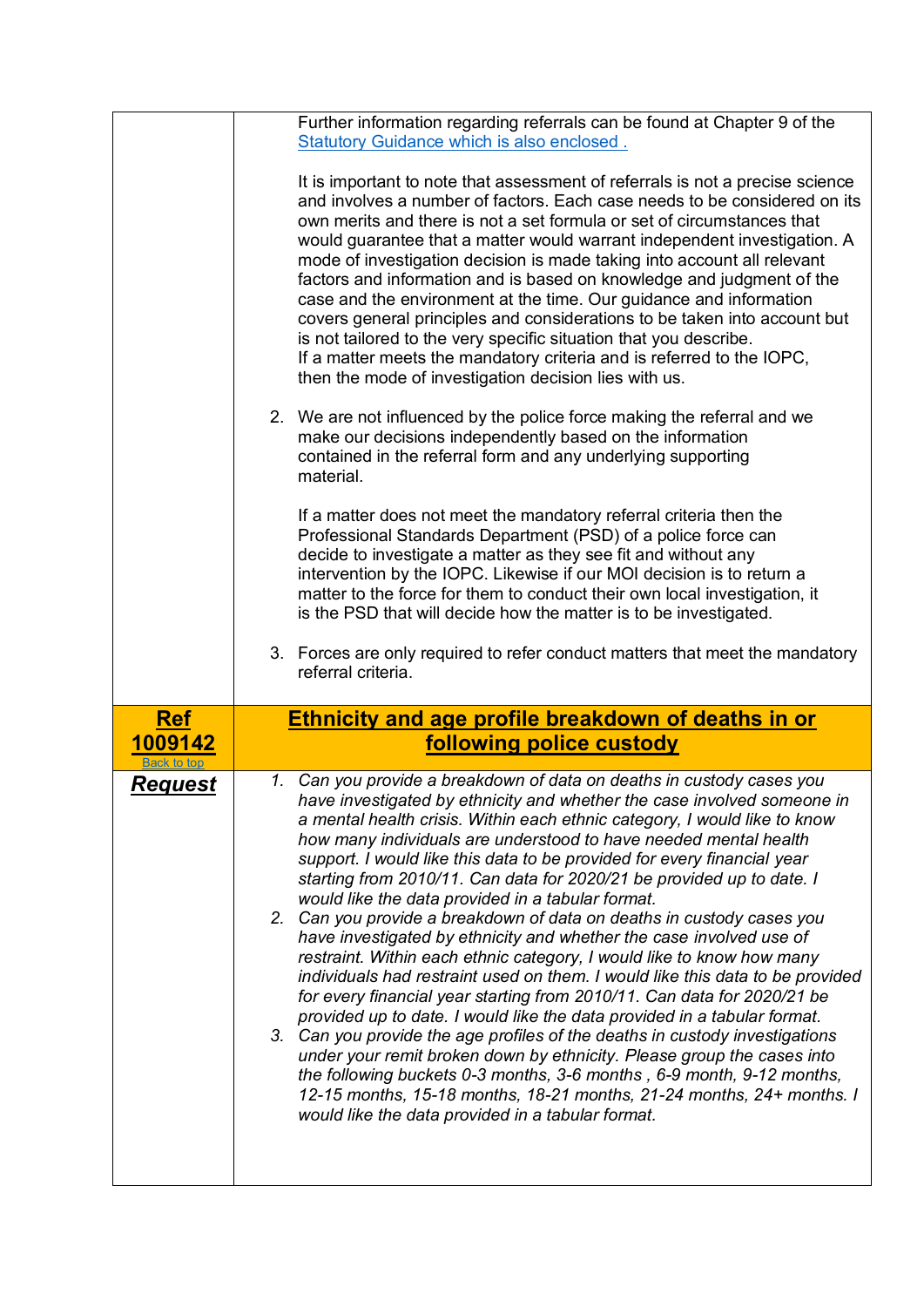| | |
|---|---|
| | Further information regarding referrals can be found at Chapter 9 of the Statutory Guidance which is also enclosed .<br><br>It is important to note that assessment of referrals is not a precise science and involves a number of factors. Each case needs to be considered on its own merits and there is not a set formula or set of circumstances that would guarantee that a matter would warrant independent investigation. A mode of investigation decision is made taking into account all relevant factors and information and is based on knowledge and judgment of the case and the environment at the time. Our guidance and information covers general principles and considerations to be taken into account but is not tailored to the very specific situation that you describe.<br>If a matter meets the mandatory criteria and is referred to the IOPC, then the mode of investigation decision lies with us.<br><br>2. We are not influenced by the police force making the referral and we make our decisions independently based on the information contained in the referral form and any underlying supporting material.<br><br>If a matter does not meet the mandatory referral criteria then the Professional Standards Department (PSD) of a police force can decide to investigate a matter as they see fit and without any intervention by the IOPC. Likewise if our MOI decision is to return a matter to the force for them to conduct their own local investigation, it is the PSD that will decide how the matter is to be investigated.<br><br>3. Forces are only required to refer conduct matters that meet the mandatory referral criteria. |
| **Ref 1009142**<br>Back to top | **Ethnicity and age profile breakdown of deaths in or following police custody** |
| ***Request*** | *1. Can you provide a breakdown of data on deaths in custody cases you have investigated by ethnicity and whether the case involved someone in a mental health crisis. Within each ethnic category, I would like to know how many individuals are understood to have needed mental health support. I would like this data to be provided for every financial year starting from 2010/11. Can data for 2020/21 be provided up to date. I would like the data provided in a tabular format.*<br>*2. Can you provide a breakdown of data on deaths in custody cases you have investigated by ethnicity and whether the case involved use of restraint. Within each ethnic category, I would like to know how many individuals had restraint used on them. I would like this data to be provided for every financial year starting from 2010/11. Can data for 2020/21 be provided up to date. I would like the data provided in a tabular format.*<br>*3. Can you provide the age profiles of the deaths in custody investigations under your remit broken down by ethnicity. Please group the cases into the following buckets 0-3 months, 3-6 months , 6-9 month, 9-12 months, 12-15 months, 15-18 months, 18-21 months, 21-24 months, 24+ months. I would like the data provided in a tabular format.* |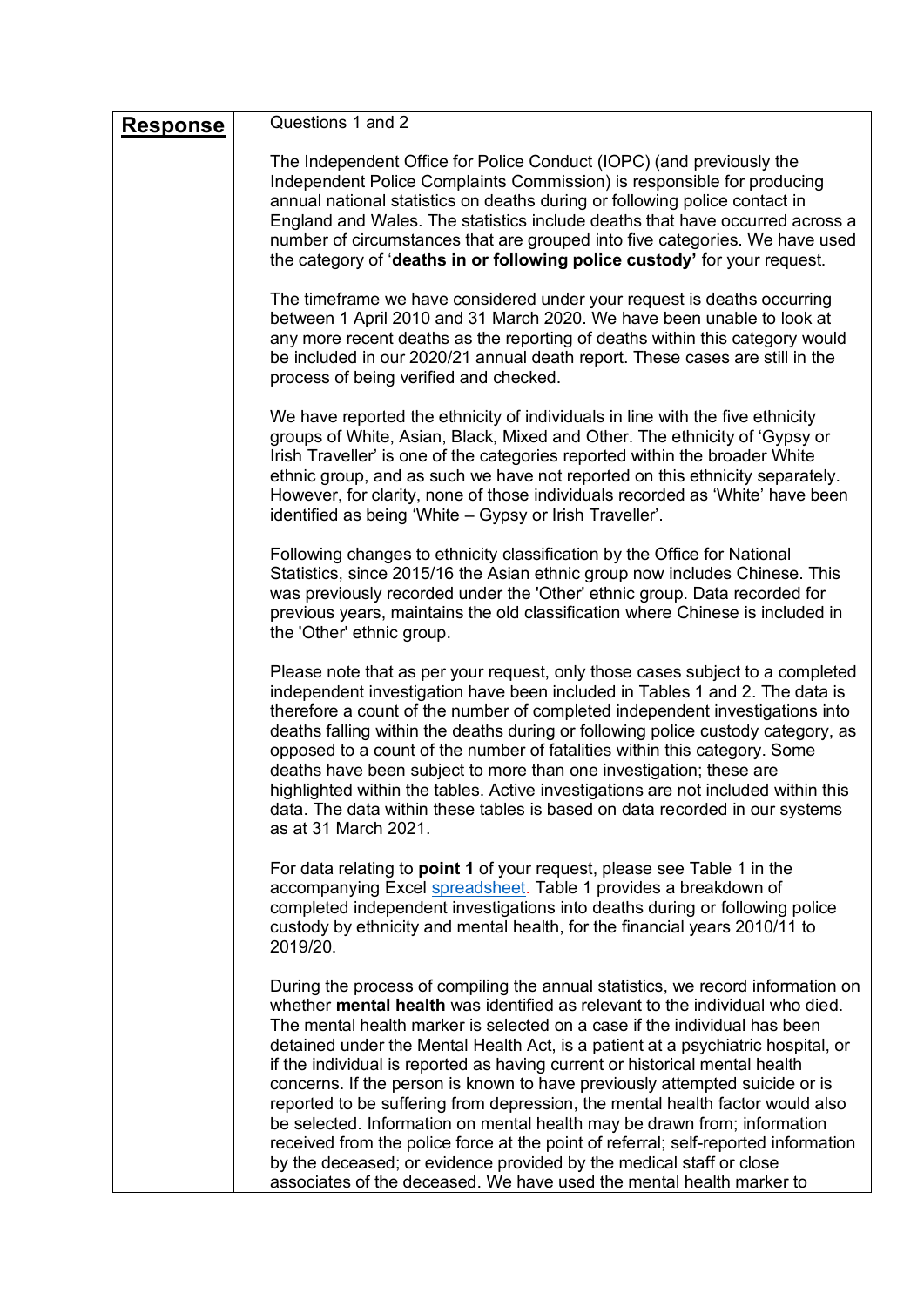**Response**

Questions 1 and 2

The Independent Office for Police Conduct (IOPC) (and previously the Independent Police Complaints Commission) is responsible for producing annual national statistics on deaths during or following police contact in England and Wales. The statistics include deaths that have occurred across a number of circumstances that are grouped into five categories. We have used the category of '**deaths in or following police custody'** for your request.

The timeframe we have considered under your request is deaths occurring between 1 April 2010 and 31 March 2020. We have been unable to look at any more recent deaths as the reporting of deaths within this category would be included in our 2020/21 annual death report. These cases are still in the process of being verified and checked.

We have reported the ethnicity of individuals in line with the five ethnicity groups of White, Asian, Black, Mixed and Other. The ethnicity of 'Gypsy or Irish Traveller' is one of the categories reported within the broader White ethnic group, and as such we have not reported on this ethnicity separately. However, for clarity, none of those individuals recorded as 'White' have been identified as being 'White – Gypsy or Irish Traveller'.

Following changes to ethnicity classification by the Office for National Statistics, since 2015/16 the Asian ethnic group now includes Chinese. This was previously recorded under the 'Other' ethnic group. Data recorded for previous years, maintains the old classification where Chinese is included in the 'Other' ethnic group.

Please note that as per your request, only those cases subject to a completed independent investigation have been included in Tables 1 and 2. The data is therefore a count of the number of completed independent investigations into deaths falling within the deaths during or following police custody category, as opposed to a count of the number of fatalities within this category. Some deaths have been subject to more than one investigation; these are highlighted within the tables. Active investigations are not included within this data. The data within these tables is based on data recorded in our systems as at 31 March 2021.

For data relating to **point 1** of your request, please see Table 1 in the accompanying Excel spreadsheet. Table 1 provides a breakdown of completed independent investigations into deaths during or following police custody by ethnicity and mental health, for the financial years 2010/11 to 2019/20.

During the process of compiling the annual statistics, we record information on whether **mental health** was identified as relevant to the individual who died. The mental health marker is selected on a case if the individual has been detained under the Mental Health Act, is a patient at a psychiatric hospital, or if the individual is reported as having current or historical mental health concerns. If the person is known to have previously attempted suicide or is reported to be suffering from depression, the mental health factor would also be selected. Information on mental health may be drawn from; information received from the police force at the point of referral; self-reported information by the deceased; or evidence provided by the medical staff or close associates of the deceased. We have used the mental health marker to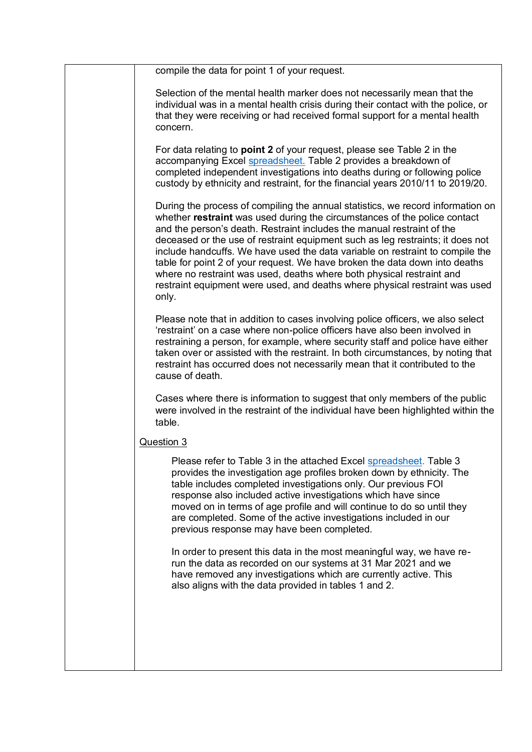compile the data for point 1 of your request.

Selection of the mental health marker does not necessarily mean that the individual was in a mental health crisis during their contact with the police, or that they were receiving or had received formal support for a mental health concern.

For data relating to **point 2** of your request, please see Table 2 in the accompanying Excel spreadsheet. Table 2 provides a breakdown of completed independent investigations into deaths during or following police custody by ethnicity and restraint, for the financial years 2010/11 to 2019/20.

During the process of compiling the annual statistics, we record information on whether **restraint** was used during the circumstances of the police contact and the person's death. Restraint includes the manual restraint of the deceased or the use of restraint equipment such as leg restraints; it does not include handcuffs. We have used the data variable on restraint to compile the table for point 2 of your request. We have broken the data down into deaths where no restraint was used, deaths where both physical restraint and restraint equipment were used, and deaths where physical restraint was used only.

Please note that in addition to cases involving police officers, we also select 'restraint' on a case where non-police officers have also been involved in restraining a person, for example, where security staff and police have either taken over or assisted with the restraint. In both circumstances, by noting that restraint has occurred does not necessarily mean that it contributed to the cause of death.

Cases where there is information to suggest that only members of the public were involved in the restraint of the individual have been highlighted within the table.

## Question 3

Please refer to Table 3 in the attached Excel spreadsheet. Table 3 provides the investigation age profiles broken down by ethnicity. The table includes completed investigations only. Our previous FOI response also included active investigations which have since moved on in terms of age profile and will continue to do so until they are completed. Some of the active investigations included in our previous response may have been completed.

In order to present this data in the most meaningful way, we have re-run the data as recorded on our systems at 31 Mar 2021 and we have removed any investigations which are currently active. This also aligns with the data provided in tables 1 and 2.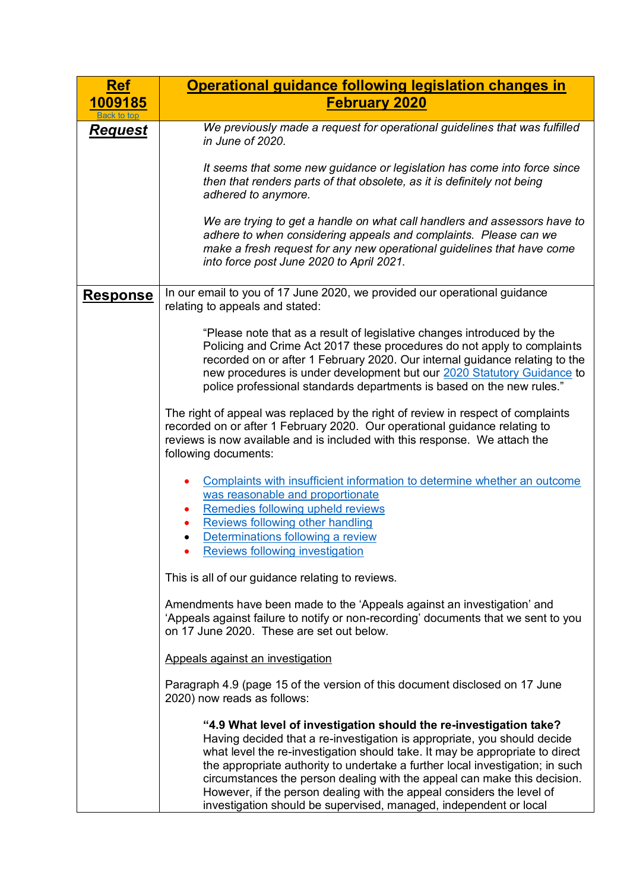| **Ref 1009185** Back to top | **Operational guidance following legislation changes in February 2020** |
|---|---|
| ***Request*** | *We previously made a request for operational guidelines that was fulfilled in June of 2020.*<br><br>*It seems that some new guidance or legislation has come into force since then that renders parts of that obsolete, as it is definitely not being adhered to anymore.*<br><br>*We are trying to get a handle on what call handlers and assessors have to adhere to when considering appeals and complaints. Please can we make a fresh request for any new operational guidelines that have come into force post June 2020 to April 2021.* |
| **Response** | In our email to you of 17 June 2020, we provided our operational guidance relating to appeals and stated:<br><br>"Please note that as a result of legislative changes introduced by the Policing and Crime Act 2017 these procedures do not apply to complaints recorded on or after 1 February 2020. Our internal guidance relating to the new procedures is under development but our 2020 Statutory Guidance to police professional standards departments is based on the new rules."<br><br>The right of appeal was replaced by the right of review in respect of complaints recorded on or after 1 February 2020. Our operational guidance relating to reviews is now available and is included with this response. We attach the following documents:<br><br>• Complaints with insufficient information to determine whether an outcome was reasonable and proportionate<br>• Remedies following upheld reviews<br>• Reviews following other handling<br>• Determinations following a review<br>• Reviews following investigation<br><br>This is all of our guidance relating to reviews.<br><br>Amendments have been made to the 'Appeals against an investigation' and 'Appeals against failure to notify or non-recording' documents that we sent to you on 17 June 2020. These are set out below.<br><br>Appeals against an investigation<br><br>Paragraph 4.9 (page 15 of the version of this document disclosed on 17 June 2020) now reads as follows:<br><br>**"4.9 What level of investigation should the re-investigation take?** Having decided that a re-investigation is appropriate, you should decide what level the re-investigation should take. It may be appropriate to direct the appropriate authority to undertake a further local investigation; in such circumstances the person dealing with the appeal can make this decision. However, if the person dealing with the appeal considers the level of investigation should be supervised, managed, independent or local |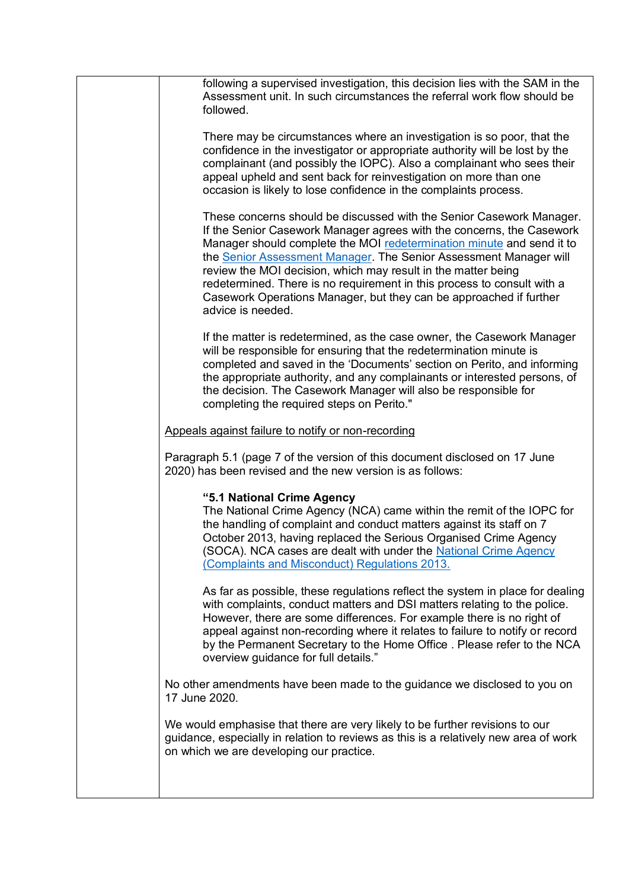following a supervised investigation, this decision lies with the SAM in the Assessment unit. In such circumstances the referral work flow should be followed.

There may be circumstances where an investigation is so poor, that the confidence in the investigator or appropriate authority will be lost by the complainant (and possibly the IOPC). Also a complainant who sees their appeal upheld and sent back for reinvestigation on more than one occasion is likely to lose confidence in the complaints process.

These concerns should be discussed with the Senior Casework Manager. If the Senior Casework Manager agrees with the concerns, the Casework Manager should complete the MOI redetermination minute and send it to the Senior Assessment Manager. The Senior Assessment Manager will review the MOI decision, which may result in the matter being redetermined. There is no requirement in this process to consult with a Casework Operations Manager, but they can be approached if further advice is needed.

If the matter is redetermined, as the case owner, the Casework Manager will be responsible for ensuring that the redetermination minute is completed and saved in the 'Documents' section on Perito, and informing the appropriate authority, and any complainants or interested persons, of the decision. The Casework Manager will also be responsible for completing the required steps on Perito."

Appeals against failure to notify or non-recording

Paragraph 5.1 (page 7 of the version of this document disclosed on 17 June 2020) has been revised and the new version is as follows:

**"5.1 National Crime Agency**
The National Crime Agency (NCA) came within the remit of the IOPC for the handling of complaint and conduct matters against its staff on 7 October 2013, having replaced the Serious Organised Crime Agency (SOCA). NCA cases are dealt with under the National Crime Agency (Complaints and Misconduct) Regulations 2013.

As far as possible, these regulations reflect the system in place for dealing with complaints, conduct matters and DSI matters relating to the police. However, there are some differences. For example there is no right of appeal against non-recording where it relates to failure to notify or record by the Permanent Secretary to the Home Office . Please refer to the NCA overview guidance for full details."

No other amendments have been made to the guidance we disclosed to you on 17 June 2020.

We would emphasise that there are very likely to be further revisions to our guidance, especially in relation to reviews as this is a relatively new area of work on which we are developing our practice.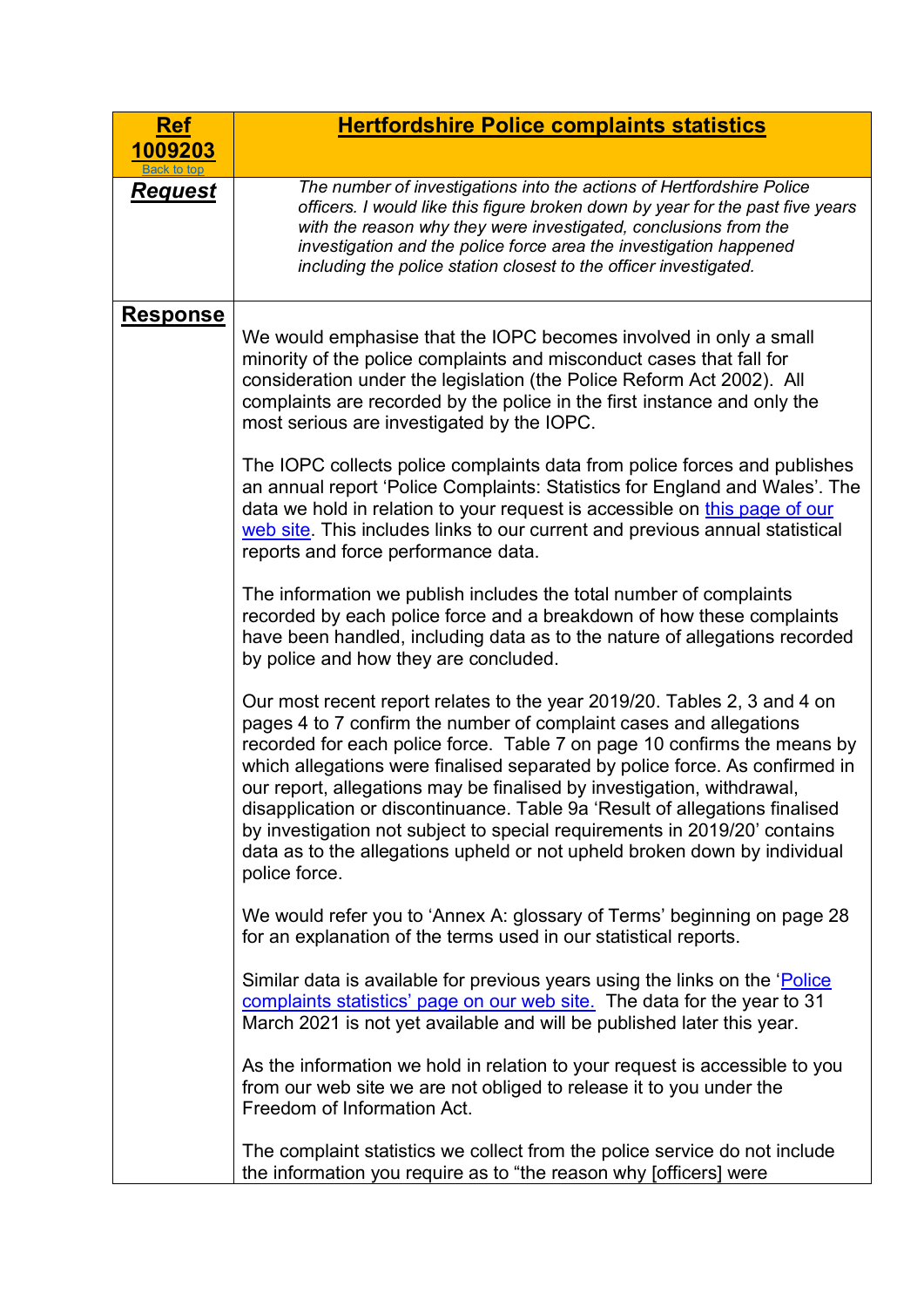| Ref 1009203 Back to top | Hertfordshire Police complaints statistics |
| --- | --- |
| ***Request*** | *The number of investigations into the actions of Hertfordshire Police officers. I would like this figure broken down by year for the past five years with the reason why they were investigated, conclusions from the investigation and the police force area the investigation happened including the police station closest to the officer investigated.* |
| **Response** | We would emphasise that the IOPC becomes involved in only a small minority of the police complaints and misconduct cases that fall for consideration under the legislation (the Police Reform Act 2002). All complaints are recorded by the police in the first instance and only the most serious are investigated by the IOPC.<br><br>The IOPC collects police complaints data from police forces and publishes an annual report 'Police Complaints: Statistics for England and Wales'. The data we hold in relation to your request is accessible on this page of our web site. This includes links to our current and previous annual statistical reports and force performance data.<br><br>The information we publish includes the total number of complaints recorded by each police force and a breakdown of how these complaints have been handled, including data as to the nature of allegations recorded by police and how they are concluded.<br><br>Our most recent report relates to the year 2019/20. Tables 2, 3 and 4 on pages 4 to 7 confirm the number of complaint cases and allegations recorded for each police force. Table 7 on page 10 confirms the means by which allegations were finalised separated by police force. As confirmed in our report, allegations may be finalised by investigation, withdrawal, disapplication or discontinuance. Table 9a 'Result of allegations finalised by investigation not subject to special requirements in 2019/20' contains data as to the allegations upheld or not upheld broken down by individual police force.<br><br>We would refer you to 'Annex A: glossary of Terms' beginning on page 28 for an explanation of the terms used in our statistical reports.<br><br>Similar data is available for previous years using the links on the 'Police complaints statistics' page on our web site. The data for the year to 31 March 2021 is not yet available and will be published later this year.<br><br>As the information we hold in relation to your request is accessible to you from our web site we are not obliged to release it to you under the Freedom of Information Act.<br><br>The complaint statistics we collect from the police service do not include the information you require as to "the reason why [officers] were |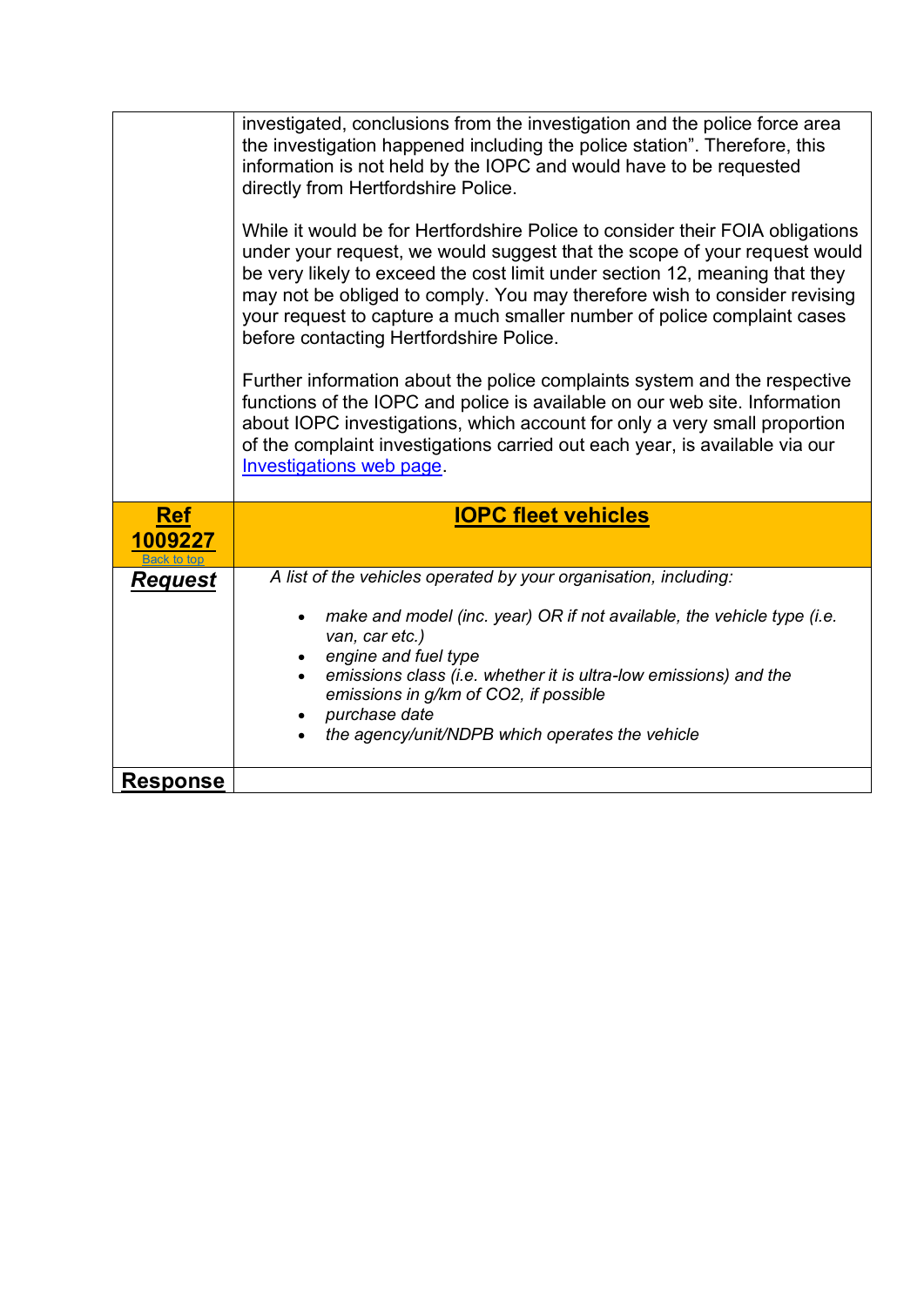| | |
|---|---|
| | investigated, conclusions from the investigation and the police force area the investigation happened including the police station". Therefore, this information is not held by the IOPC and would have to be requested directly from Hertfordshire Police.<br><br>While it would be for Hertfordshire Police to consider their FOIA obligations under your request, we would suggest that the scope of your request would be very likely to exceed the cost limit under section 12, meaning that they may not be obliged to comply. You may therefore wish to consider revising your request to capture a much smaller number of police complaint cases before contacting Hertfordshire Police.<br><br>Further information about the police complaints system and the respective functions of the IOPC and police is available on our web site. Information about IOPC investigations, which account for only a very small proportion of the complaint investigations carried out each year, is available via our [Investigations web page](). |
| **Ref 1009227**<br>[Back to top]() | **IOPC fleet vehicles** |
| ***Request*** | *A list of the vehicles operated by your organisation, including:*<br><br>• *make and model (inc. year) OR if not available, the vehicle type (i.e. van, car etc.)*<br>• *engine and fuel type*<br>• *emissions class (i.e. whether it is ultra-low emissions) and the emissions in g/km of $CO_2$, if possible*<br>• *purchase date*<br>• *the agency/unit/NDPB which operates the vehicle* |
| **Response** | |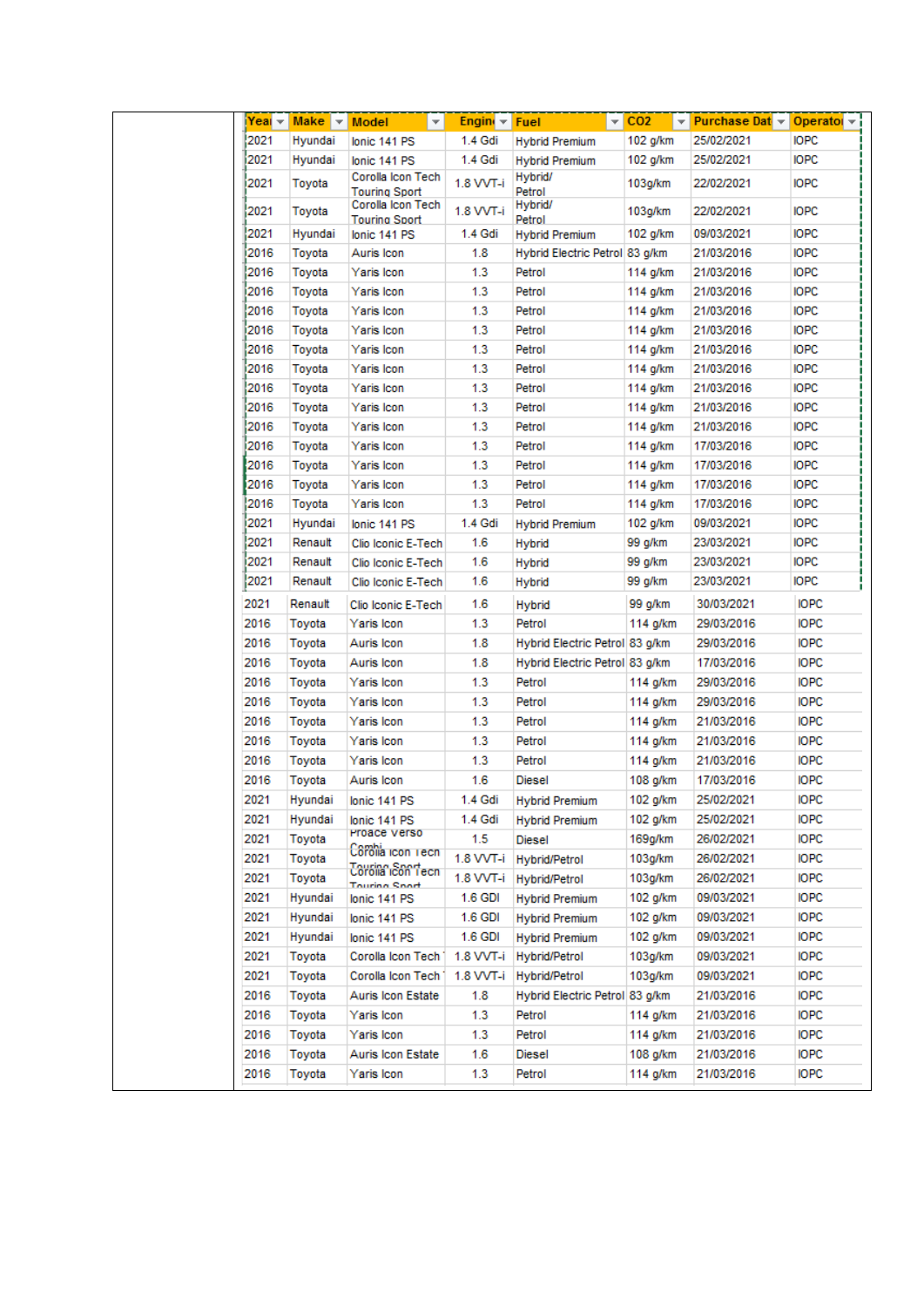| Year | Make | Model | Engine | Fuel | CO2 | Purchase Date | Operator |
|---|---|---|---|---|---|---|---|
| 2021 | Hyundai | Ionic 141 PS | 1.4 Gdi | Hybrid Premium | 102 g/km | 25/02/2021 | IOPC |
| 2021 | Hyundai | Ionic 141 PS | 1.4 Gdi | Hybrid Premium | 102 g/km | 25/02/2021 | IOPC |
| 2021 | Toyota | Corolla Icon Tech Touring Sport | 1.8 VVT-i | Hybrid/ Petrol | 103g/km | 22/02/2021 | IOPC |
| 2021 | Toyota | Corolla Icon Tech Touring Sport | 1.8 VVT-i | Hybrid/ Petrol | 103g/km | 22/02/2021 | IOPC |
| 2021 | Hyundai | Ionic 141 PS | 1.4 Gdi | Hybrid Premium | 102 g/km | 09/03/2021 | IOPC |
| 2016 | Toyota | Auris Icon | 1.8 | Hybrid Electric Petrol | 83 g/km | 21/03/2016 | IOPC |
| 2016 | Toyota | Yaris Icon | 1.3 | Petrol | 114 g/km | 21/03/2016 | IOPC |
| 2016 | Toyota | Yaris Icon | 1.3 | Petrol | 114 g/km | 21/03/2016 | IOPC |
| 2016 | Toyota | Yaris Icon | 1.3 | Petrol | 114 g/km | 21/03/2016 | IOPC |
| 2016 | Toyota | Yaris Icon | 1.3 | Petrol | 114 g/km | 21/03/2016 | IOPC |
| 2016 | Toyota | Yaris Icon | 1.3 | Petrol | 114 g/km | 21/03/2016 | IOPC |
| 2016 | Toyota | Yaris Icon | 1.3 | Petrol | 114 g/km | 21/03/2016 | IOPC |
| 2016 | Toyota | Yaris Icon | 1.3 | Petrol | 114 g/km | 21/03/2016 | IOPC |
| 2016 | Toyota | Yaris Icon | 1.3 | Petrol | 114 g/km | 21/03/2016 | IOPC |
| 2016 | Toyota | Yaris Icon | 1.3 | Petrol | 114 g/km | 21/03/2016 | IOPC |
| 2016 | Toyota | Yaris Icon | 1.3 | Petrol | 114 g/km | 17/03/2016 | IOPC |
| 2016 | Toyota | Yaris Icon | 1.3 | Petrol | 114 g/km | 17/03/2016 | IOPC |
| 2016 | Toyota | Yaris Icon | 1.3 | Petrol | 114 g/km | 17/03/2016 | IOPC |
| 2016 | Toyota | Yaris Icon | 1.3 | Petrol | 114 g/km | 17/03/2016 | IOPC |
| 2021 | Hyundai | Ionic 141 PS | 1.4 Gdi | Hybrid Premium | 102 g/km | 09/03/2021 | IOPC |
| 2021 | Renault | Clio Iconic E-Tech | 1.6 | Hybrid | 99 g/km | 23/03/2021 | IOPC |
| 2021 | Renault | Clio Iconic E-Tech | 1.6 | Hybrid | 99 g/km | 23/03/2021 | IOPC |
| 2021 | Renault | Clio Iconic E-Tech | 1.6 | Hybrid | 99 g/km | 23/03/2021 | IOPC |
| 2021 | Renault | Clio Iconic E-Tech | 1.6 | Hybrid | 99 g/km | 30/03/2021 | IOPC |
| 2016 | Toyota | Yaris Icon | 1.3 | Petrol | 114 g/km | 29/03/2016 | IOPC |
| 2016 | Toyota | Auris Icon | 1.8 | Hybrid Electric Petrol | 83 g/km | 29/03/2016 | IOPC |
| 2016 | Toyota | Auris Icon | 1.8 | Hybrid Electric Petrol | 83 g/km | 17/03/2016 | IOPC |
| 2016 | Toyota | Yaris Icon | 1.3 | Petrol | 114 g/km | 29/03/2016 | IOPC |
| 2016 | Toyota | Yaris Icon | 1.3 | Petrol | 114 g/km | 29/03/2016 | IOPC |
| 2016 | Toyota | Yaris Icon | 1.3 | Petrol | 114 g/km | 21/03/2016 | IOPC |
| 2016 | Toyota | Yaris Icon | 1.3 | Petrol | 114 g/km | 21/03/2016 | IOPC |
| 2016 | Toyota | Yaris Icon | 1.3 | Petrol | 114 g/km | 21/03/2016 | IOPC |
| 2016 | Toyota | Auris Icon | 1.6 | Diesel | 108 g/km | 17/03/2016 | IOPC |
| 2021 | Hyundai | Ionic 141 PS | 1.4 Gdi | Hybrid Premium | 102 g/km | 25/02/2021 | IOPC |
| 2021 | Hyundai | Ionic 141 PS | 1.4 Gdi | Hybrid Premium | 102 g/km | 25/02/2021 | IOPC |
| 2021 | Toyota | Proace Verso Combi | 1.5 | Diesel | 169g/km | 26/02/2021 | IOPC |
| 2021 | Toyota | Corolla Icon Tech Touring Sport | 1.8 VVT-i | Hybrid/Petrol | 103g/km | 26/02/2021 | IOPC |
| 2021 | Toyota | Corolla Icon Tech Touring Sport | 1.8 VVT-i | Hybrid/Petrol | 103g/km | 26/02/2021 | IOPC |
| 2021 | Hyundai | Ionic 141 PS | 1.6 GDI | Hybrid Premium | 102 g/km | 09/03/2021 | IOPC |
| 2021 | Hyundai | Ionic 141 PS | 1.6 GDI | Hybrid Premium | 102 g/km | 09/03/2021 | IOPC |
| 2021 | Hyundai | Ionic 141 PS | 1.6 GDI | Hybrid Premium | 102 g/km | 09/03/2021 | IOPC |
| 2021 | Toyota | Corolla Icon Tech | 1.8 VVT-i | Hybrid/Petrol | 103g/km | 09/03/2021 | IOPC |
| 2021 | Toyota | Corolla Icon Tech | 1.8 VVT-i | Hybrid/Petrol | 103g/km | 09/03/2021 | IOPC |
| 2016 | Toyota | Auris Icon Estate | 1.8 | Hybrid Electric Petrol | 83 g/km | 21/03/2016 | IOPC |
| 2016 | Toyota | Yaris Icon | 1.3 | Petrol | 114 g/km | 21/03/2016 | IOPC |
| 2016 | Toyota | Yaris Icon | 1.3 | Petrol | 114 g/km | 21/03/2016 | IOPC |
| 2016 | Toyota | Auris Icon Estate | 1.6 | Diesel | 108 g/km | 21/03/2016 | IOPC |
| 2016 | Toyota | Yaris Icon | 1.3 | Petrol | 114 g/km | 21/03/2016 | IOPC |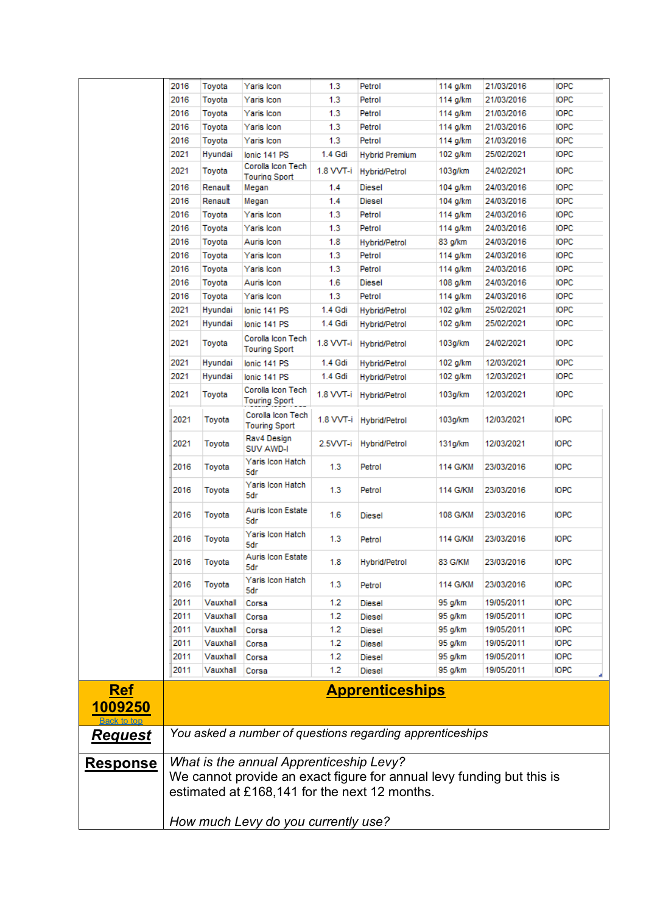| | | | | | | | |
|---|---|---|---|---|---|---|---|
| 2016 | Toyota | Yaris Icon | 1.3 | Petrol | 114 g/km | 21/03/2016 | IOPC |
| 2016 | Toyota | Yaris Icon | 1.3 | Petrol | 114 g/km | 21/03/2016 | IOPC |
| 2016 | Toyota | Yaris Icon | 1.3 | Petrol | 114 g/km | 21/03/2016 | IOPC |
| 2016 | Toyota | Yaris Icon | 1.3 | Petrol | 114 g/km | 21/03/2016 | IOPC |
| 2016 | Toyota | Yaris Icon | 1.3 | Petrol | 114 g/km | 21/03/2016 | IOPC |
| 2021 | Hyundai | Ionic 141 PS | 1.4 Gdi | Hybrid Premium | 102 g/km | 25/02/2021 | IOPC |
| 2021 | Toyota | Corolla Icon Tech Touring Sport | 1.8 VVT-i | Hybrid/Petrol | 103g/km | 24/02/2021 | IOPC |
| 2016 | Renault | Megan | 1.4 | Diesel | 104 g/km | 24/03/2016 | IOPC |
| 2016 | Renault | Megan | 1.4 | Diesel | 104 g/km | 24/03/2016 | IOPC |
| 2016 | Toyota | Yaris Icon | 1.3 | Petrol | 114 g/km | 24/03/2016 | IOPC |
| 2016 | Toyota | Yaris Icon | 1.3 | Petrol | 114 g/km | 24/03/2016 | IOPC |
| 2016 | Toyota | Auris Icon | 1.8 | Hybrid/Petrol | 83 g/km | 24/03/2016 | IOPC |
| 2016 | Toyota | Yaris Icon | 1.3 | Petrol | 114 g/km | 24/03/2016 | IOPC |
| 2016 | Toyota | Yaris Icon | 1.3 | Petrol | 114 g/km | 24/03/2016 | IOPC |
| 2016 | Toyota | Auris Icon | 1.6 | Diesel | 108 g/km | 24/03/2016 | IOPC |
| 2016 | Toyota | Yaris Icon | 1.3 | Petrol | 114 g/km | 24/03/2016 | IOPC |
| 2021 | Hyundai | Ionic 141 PS | 1.4 Gdi | Hybrid/Petrol | 102 g/km | 25/02/2021 | IOPC |
| 2021 | Hyundai | Ionic 141 PS | 1.4 Gdi | Hybrid/Petrol | 102 g/km | 25/02/2021 | IOPC |
| 2021 | Toyota | Corolla Icon Tech Touring Sport | 1.8 VVT-i | Hybrid/Petrol | 103g/km | 24/02/2021 | IOPC |
| 2021 | Hyundai | Ionic 141 PS | 1.4 Gdi | Hybrid/Petrol | 102 g/km | 12/03/2021 | IOPC |
| 2021 | Hyundai | Ionic 141 PS | 1.4 Gdi | Hybrid/Petrol | 102 g/km | 12/03/2021 | IOPC |
| 2021 | Toyota | Corolla Icon Tech Touring Sport | 1.8 VVT-i | Hybrid/Petrol | 103g/km | 12/03/2021 | IOPC |
| 2021 | Toyota | Corolla Icon Tech Touring Sport | 1.8 VVT-i | Hybrid/Petrol | 103g/km | 12/03/2021 | IOPC |
| 2021 | Toyota | Rav4 Design SUV AWD-I | 2.5VVT-i | Hybrid/Petrol | 131g/km | 12/03/2021 | IOPC |
| 2016 | Toyota | Yaris Icon Hatch 5dr | 1.3 | Petrol | 114 G/KM | 23/03/2016 | IOPC |
| 2016 | Toyota | Yaris Icon Hatch 5dr | 1.3 | Petrol | 114 G/KM | 23/03/2016 | IOPC |
| 2016 | Toyota | Auris Icon Estate 5dr | 1.6 | Diesel | 108 G/KM | 23/03/2016 | IOPC |
| 2016 | Toyota | Yaris Icon Hatch 5dr | 1.3 | Petrol | 114 G/KM | 23/03/2016 | IOPC |
| 2016 | Toyota | Auris Icon Estate 5dr | 1.8 | Hybrid/Petrol | 83 G/KM | 23/03/2016 | IOPC |
| 2016 | Toyota | Yaris Icon Hatch 5dr | 1.3 | Petrol | 114 G/KM | 23/03/2016 | IOPC |
| 2011 | Vauxhall | Corsa | 1.2 | Diesel | 95 g/km | 19/05/2011 | IOPC |
| 2011 | Vauxhall | Corsa | 1.2 | Diesel | 95 g/km | 19/05/2011 | IOPC |
| 2011 | Vauxhall | Corsa | 1.2 | Diesel | 95 g/km | 19/05/2011 | IOPC |
| 2011 | Vauxhall | Corsa | 1.2 | Diesel | 95 g/km | 19/05/2011 | IOPC |
| 2011 | Vauxhall | Corsa | 1.2 | Diesel | 95 g/km | 19/05/2011 | IOPC |
| 2011 | Vauxhall | Corsa | 1.2 | Diesel | 95 g/km | 19/05/2011 | IOPC |

| **Ref 1009250** Back to top | **Apprenticeships** |
|---|---|
| **Request** | *You asked a number of questions regarding apprenticeships* |
| **Response** | *What is the annual Apprenticeship Levy?* We cannot provide an exact figure for annual levy funding but this is estimated at £168,141 for the next 12 months. *How much Levy do you currently use?* |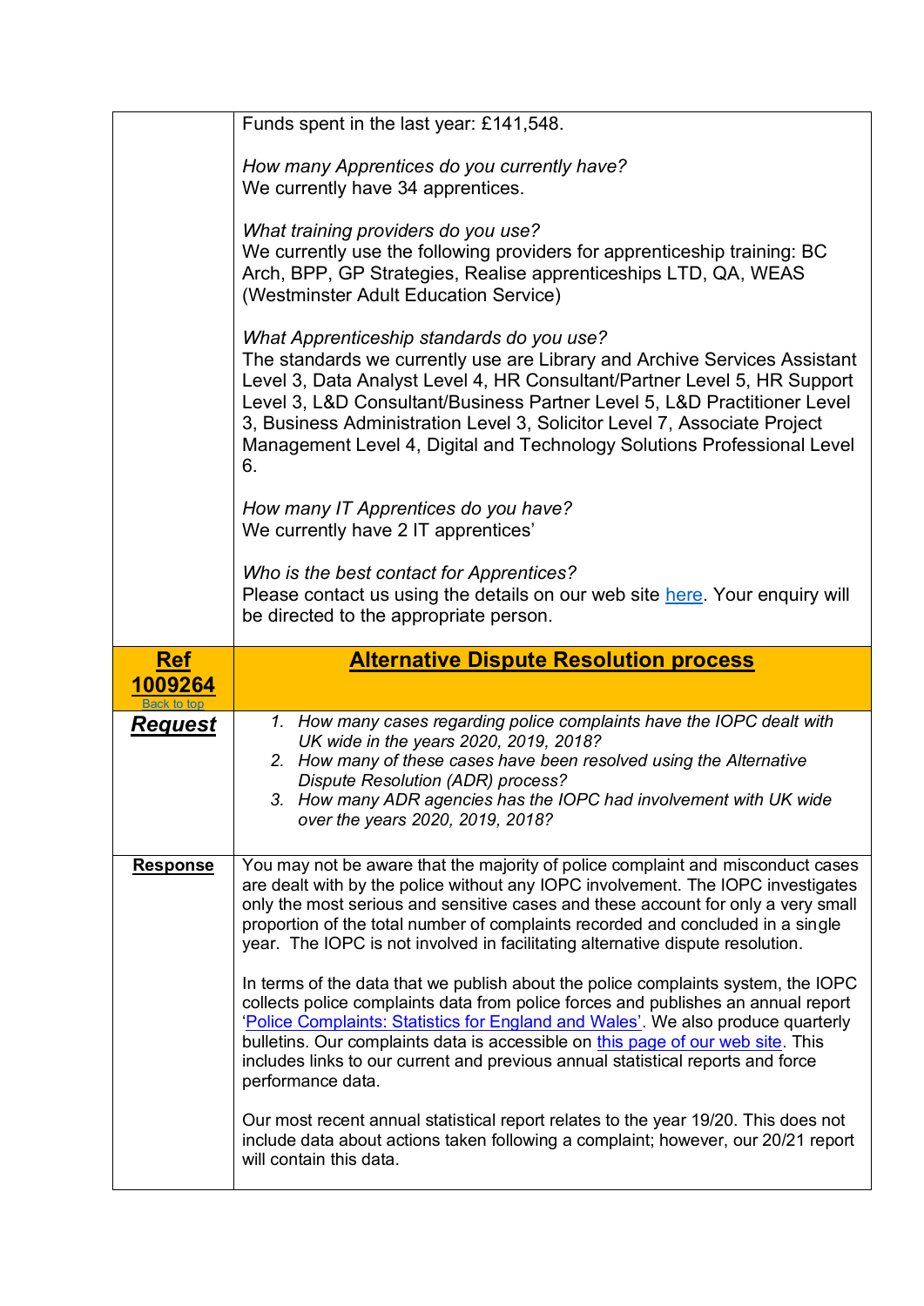| | |
|---|---|
| | Funds spent in the last year: £141,548.<br><br>*How many Apprentices do you currently have?*<br>We currently have 34 apprentices.<br><br>*What training providers do you use?*<br>We currently use the following providers for apprenticeship training: BC Arch, BPP, GP Strategies, Realise apprenticeships LTD, QA, WEAS (Westminster Adult Education Service)<br><br>*What Apprenticeship standards do you use?*<br>The standards we currently use are Library and Archive Services Assistant Level 3, Data Analyst Level 4, HR Consultant/Partner Level 5, HR Support Level 3, L&D Consultant/Business Partner Level 5, L&D Practitioner Level 3, Business Administration Level 3, Solicitor Level 7, Associate Project Management Level 4, Digital and Technology Solutions Professional Level 6.<br><br>*How many IT Apprentices do you have?*<br>We currently have 2 IT apprentices'<br><br>*Who is the best contact for Apprentices?*<br>Please contact us using the details on our web site here. Your enquiry will be directed to the appropriate person. |
| **Ref 1009264**<br>Back to top | **Alternative Dispute Resolution process** |
| ***Request*** | 1. *How many cases regarding police complaints have the IOPC dealt with UK wide in the years 2020, 2019, 2018?*<br>2. *How many of these cases have been resolved using the Alternative Dispute Resolution (ADR) process?*<br>3. *How many ADR agencies has the IOPC had involvement with UK wide over the years 2020, 2019, 2018?* |
| **Response** | You may not be aware that the majority of police complaint and misconduct cases are dealt with by the police without any IOPC involvement. The IOPC investigates only the most serious and sensitive cases and these account for only a very small proportion of the total number of complaints recorded and concluded in a single year. The IOPC is not involved in facilitating alternative dispute resolution.<br><br>In terms of the data that we publish about the police complaints system, the IOPC collects police complaints data from police forces and publishes an annual report 'Police Complaints: Statistics for England and Wales'. We also produce quarterly bulletins. Our complaints data is accessible on this page of our web site. This includes links to our current and previous annual statistical reports and force performance data.<br><br>Our most recent annual statistical report relates to the year 19/20. This does not include data about actions taken following a complaint; however, our 20/21 report will contain this data. |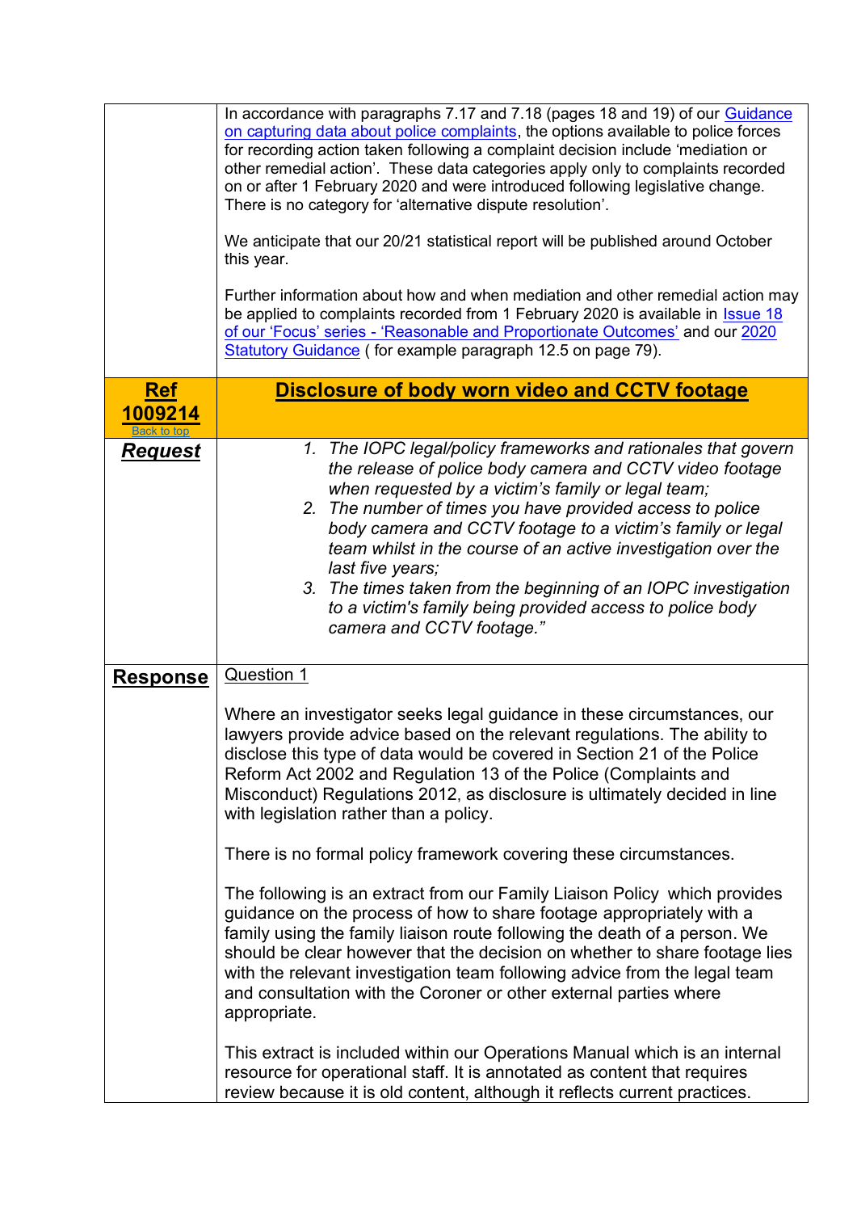| | |
|---|---|
| | In accordance with paragraphs 7.17 and 7.18 (pages 18 and 19) of our Guidance on capturing data about police complaints, the options available to police forces for recording action taken following a complaint decision include 'mediation or other remedial action'. These data categories apply only to complaints recorded on or after 1 February 2020 and were introduced following legislative change. There is no category for 'alternative dispute resolution'.<br><br>We anticipate that our 20/21 statistical report will be published around October this year.<br><br>Further information about how and when mediation and other remedial action may be applied to complaints recorded from 1 February 2020 is available in Issue 18 of our 'Focus' series - 'Reasonable and Proportionate Outcomes' and our 2020 Statutory Guidance ( for example paragraph 12.5 on page 79). |
| **Ref 1009214**<br>Back to top | **Disclosure of body worn video and CCTV footage** |
| ***Request*** | 1. *The IOPC legal/policy frameworks and rationales that govern the release of police body camera and CCTV video footage when requested by a victim's family or legal team;*<br>2. *The number of times you have provided access to police body camera and CCTV footage to a victim's family or legal team whilst in the course of an active investigation over the last five years;*<br>3. *The times taken from the beginning of an IOPC investigation to a victim's family being provided access to police body camera and CCTV footage."* |
| **Response** | Question 1<br><br>Where an investigator seeks legal guidance in these circumstances, our lawyers provide advice based on the relevant regulations. The ability to disclose this type of data would be covered in Section 21 of the Police Reform Act 2002 and Regulation 13 of the Police (Complaints and Misconduct) Regulations 2012, as disclosure is ultimately decided in line with legislation rather than a policy.<br><br>There is no formal policy framework covering these circumstances.<br><br>The following is an extract from our Family Liaison Policy which provides guidance on the process of how to share footage appropriately with a family using the family liaison route following the death of a person. We should be clear however that the decision on whether to share footage lies with the relevant investigation team following advice from the legal team and consultation with the Coroner or other external parties where appropriate.<br><br>This extract is included within our Operations Manual which is an internal resource for operational staff. It is annotated as content that requires review because it is old content, although it reflects current practices. |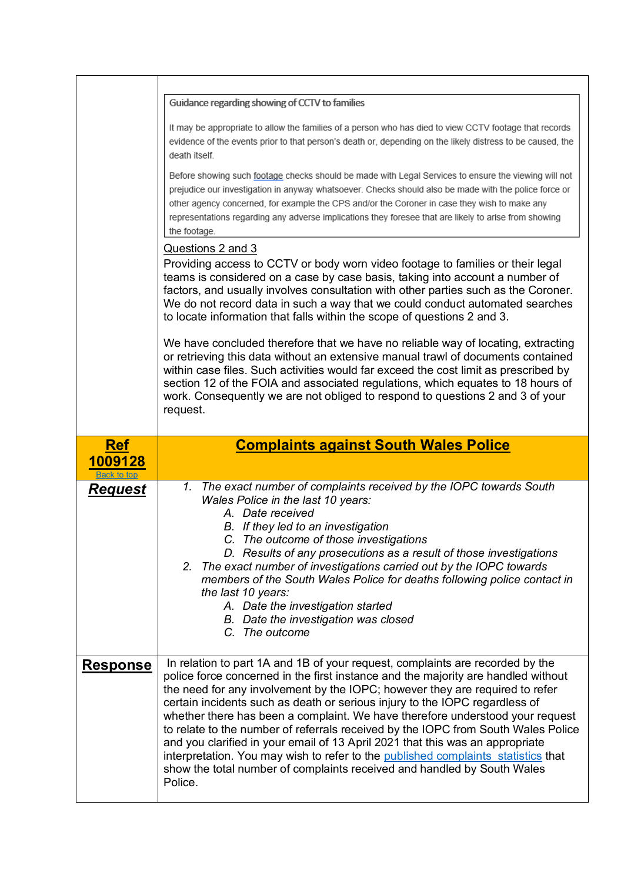> **Guidance regarding showing of CCTV to families**
>
> It may be appropriate to allow the families of a person who has died to view CCTV footage that records evidence of the events prior to that person's death or, depending on the likely distress to be caused, the death itself.
>
> Before showing such footage checks should be made with Legal Services to ensure the viewing will not prejudice our investigation in anyway whatsoever. Checks should also be made with the police force or other agency concerned, for example the CPS and/or the Coroner in case they wish to make any representations regarding any adverse implications they foresee that are likely to arise from showing the footage.

<u>Questions 2 and 3</u>

Providing access to CCTV or body worn video footage to families or their legal teams is considered on a case by case basis, taking into account a number of factors, and usually involves consultation with other parties such as the Coroner. We do not record data in such a way that we could conduct automated searches to locate information that falls within the scope of questions 2 and 3.

We have concluded therefore that we have no reliable way of locating, extracting or retrieving this data without an extensive manual trawl of documents contained within case files. Such activities would far exceed the cost limit as prescribed by section 12 of the FOIA and associated regulations, which equates to 18 hours of work. Consequently we are not obliged to respond to questions 2 and 3 of your request.

## Ref 1009128 — Complaints against South Wales Police

Back to top

**Request**

1. *The exact number of complaints received by the IOPC towards South Wales Police in the last 10 years:*
   A. *Date received*
   B. *If they led to an investigation*
   C. *The outcome of those investigations*
   D. *Results of any prosecutions as a result of those investigations*
2. *The exact number of investigations carried out by the IOPC towards members of the South Wales Police for deaths following police contact in the last 10 years:*
   A. *Date the investigation started*
   B. *Date the investigation was closed*
   C. *The outcome*

**Response**

In relation to part 1A and 1B of your request, complaints are recorded by the police force concerned in the first instance and the majority are handled without the need for any involvement by the IOPC; however they are required to refer certain incidents such as death or serious injury to the IOPC regardless of whether there has been a complaint. We have therefore understood your request to relate to the number of referrals received by the IOPC from South Wales Police and you clarified in your email of 13 April 2021 that this was an appropriate interpretation. You may wish to refer to the published complaints statistics that show the total number of complaints received and handled by South Wales Police.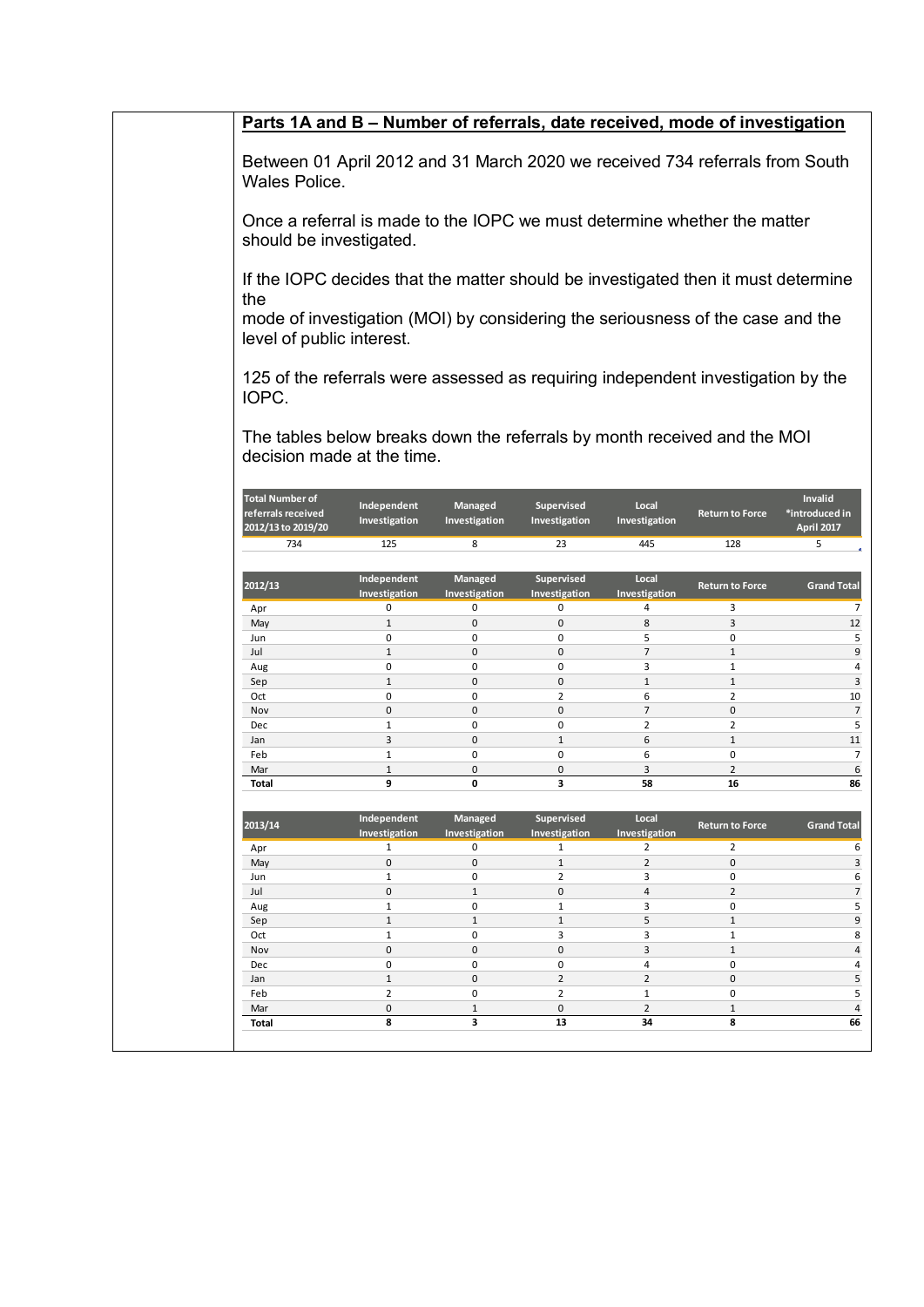## Parts 1A and B – Number of referrals, date received, mode of investigation

Between 01 April 2012 and 31 March 2020 we received 734 referrals from South Wales Police.

Once a referral is made to the IOPC we must determine whether the matter should be investigated.

If the IOPC decides that the matter should be investigated then it must determine the
mode of investigation (MOI) by considering the seriousness of the case and the level of public interest.

125 of the referrals were assessed as requiring independent investigation by the IOPC.

The tables below breaks down the referrals by month received and the MOI decision made at the time.

| Total Number of referrals received 2012/13 to 2019/20 | Independent Investigation | Managed Investigation | Supervised Investigation | Local Investigation | Return to Force | Invalid *introduced in April 2017 |
|---|---|---|---|---|---|---|
| 734 | 125 | 8 | 23 | 445 | 128 | 5 |

| 2012/13 | Independent Investigation | Managed Investigation | Supervised Investigation | Local Investigation | Return to Force | Grand Total |
|---|---|---|---|---|---|---|
| Apr | 0 | 0 | 0 | 4 | 3 | 7 |
| May | 1 | 0 | 0 | 8 | 3 | 12 |
| Jun | 0 | 0 | 0 | 5 | 0 | 5 |
| Jul | 1 | 0 | 0 | 7 | 1 | 9 |
| Aug | 0 | 0 | 0 | 3 | 1 | 4 |
| Sep | 1 | 0 | 0 | 1 | 1 | 3 |
| Oct | 0 | 0 | 2 | 6 | 2 | 10 |
| Nov | 0 | 0 | 0 | 7 | 0 | 7 |
| Dec | 1 | 0 | 0 | 2 | 2 | 5 |
| Jan | 3 | 0 | 1 | 6 | 1 | 11 |
| Feb | 1 | 0 | 0 | 6 | 0 | 7 |
| Mar | 1 | 0 | 0 | 3 | 2 | 6 |
| **Total** | **9** | **0** | **3** | **58** | **16** | **86** |

| 2013/14 | Independent Investigation | Managed Investigation | Supervised Investigation | Local Investigation | Return to Force | Grand Total |
|---|---|---|---|---|---|---|
| Apr | 1 | 0 | 1 | 2 | 2 | 6 |
| May | 0 | 0 | 1 | 2 | 0 | 3 |
| Jun | 1 | 0 | 2 | 3 | 0 | 6 |
| Jul | 0 | 1 | 0 | 4 | 2 | 7 |
| Aug | 1 | 0 | 1 | 3 | 0 | 5 |
| Sep | 1 | 1 | 1 | 5 | 1 | 9 |
| Oct | 1 | 0 | 3 | 3 | 1 | 8 |
| Nov | 0 | 0 | 0 | 3 | 1 | 4 |
| Dec | 0 | 0 | 0 | 4 | 0 | 4 |
| Jan | 1 | 0 | 2 | 2 | 0 | 5 |
| Feb | 2 | 0 | 2 | 1 | 0 | 5 |
| Mar | 0 | 1 | 0 | 2 | 1 | 4 |
| **Total** | **8** | **3** | **13** | **34** | **8** | **66** |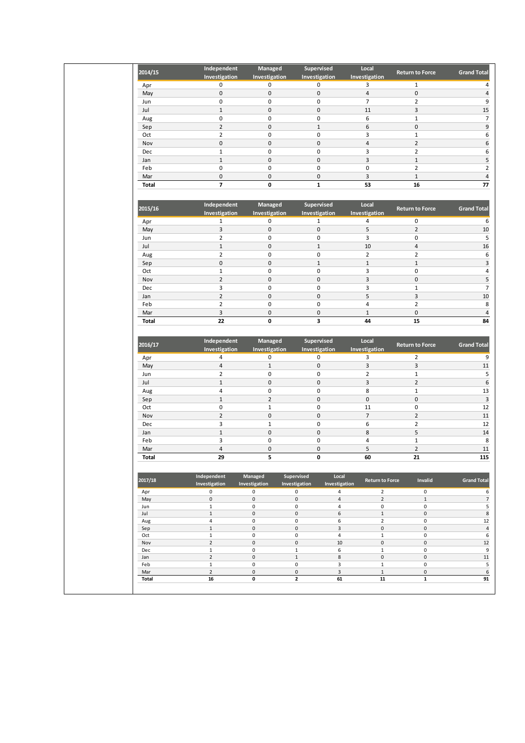| 2014/15 | Independent Investigation | Managed Investigation | Supervised Investigation | Local Investigation | Return to Force | Grand Total |
|---|---|---|---|---|---|---|
| Apr | 0 | 0 | 0 | 3 | 1 | 4 |
| May | 0 | 0 | 0 | 4 | 0 | 4 |
| Jun | 0 | 0 | 0 | 7 | 2 | 9 |
| Jul | 1 | 0 | 0 | 11 | 3 | 15 |
| Aug | 0 | 0 | 0 | 6 | 1 | 7 |
| Sep | 2 | 0 | 1 | 6 | 0 | 9 |
| Oct | 2 | 0 | 0 | 3 | 1 | 6 |
| Nov | 0 | 0 | 0 | 4 | 2 | 6 |
| Dec | 1 | 0 | 0 | 3 | 2 | 6 |
| Jan | 1 | 0 | 0 | 3 | 1 | 5 |
| Feb | 0 | 0 | 0 | 0 | 2 | 2 |
| Mar | 0 | 0 | 0 | 3 | 1 | 4 |
| **Total** | **7** | **0** | **1** | **53** | **16** | **77** |

| 2015/16 | Independent Investigation | Managed Investigation | Supervised Investigation | Local Investigation | Return to Force | Grand Total |
|---|---|---|---|---|---|---|
| Apr | 1 | 0 | 1 | 4 | 0 | 6 |
| May | 3 | 0 | 0 | 5 | 2 | 10 |
| Jun | 2 | 0 | 0 | 3 | 0 | 5 |
| Jul | 1 | 0 | 1 | 10 | 4 | 16 |
| Aug | 2 | 0 | 0 | 2 | 2 | 6 |
| Sep | 0 | 0 | 1 | 1 | 1 | 3 |
| Oct | 1 | 0 | 0 | 3 | 0 | 4 |
| Nov | 2 | 0 | 0 | 3 | 0 | 5 |
| Dec | 3 | 0 | 0 | 3 | 1 | 7 |
| Jan | 2 | 0 | 0 | 5 | 3 | 10 |
| Feb | 2 | 0 | 0 | 4 | 2 | 8 |
| Mar | 3 | 0 | 0 | 1 | 0 | 4 |
| **Total** | **22** | **0** | **3** | **44** | **15** | **84** |

| 2016/17 | Independent Investigation | Managed Investigation | Supervised Investigation | Local Investigation | Return to Force | Grand Total |
|---|---|---|---|---|---|---|
| Apr | 4 | 0 | 0 | 3 | 2 | 9 |
| May | 4 | 1 | 0 | 3 | 3 | 11 |
| Jun | 2 | 0 | 0 | 2 | 1 | 5 |
| Jul | 1 | 0 | 0 | 3 | 2 | 6 |
| Aug | 4 | 0 | 0 | 8 | 1 | 13 |
| Sep | 1 | 2 | 0 | 0 | 0 | 3 |
| Oct | 0 | 1 | 0 | 11 | 0 | 12 |
| Nov | 2 | 0 | 0 | 7 | 2 | 11 |
| Dec | 3 | 1 | 0 | 6 | 2 | 12 |
| Jan | 1 | 0 | 0 | 8 | 5 | 14 |
| Feb | 3 | 0 | 0 | 4 | 1 | 8 |
| Mar | 4 | 0 | 0 | 5 | 2 | 11 |
| **Total** | **29** | **5** | **0** | **60** | **21** | **115** |

| 2017/18 | Independent Investigation | Managed Investigation | Supervised Investigation | Local Investigation | Return to Force | Invalid | Grand Total |
|---|---|---|---|---|---|---|---|
| Apr | 0 | 0 | 0 | 4 | 2 | 0 | 6 |
| May | 0 | 0 | 0 | 4 | 2 | 1 | 7 |
| Jun | 1 | 0 | 0 | 4 | 0 | 0 | 5 |
| Jul | 1 | 0 | 0 | 6 | 1 | 0 | 8 |
| Aug | 4 | 0 | 0 | 6 | 2 | 0 | 12 |
| Sep | 1 | 0 | 0 | 3 | 0 | 0 | 4 |
| Oct | 1 | 0 | 0 | 4 | 1 | 0 | 6 |
| Nov | 2 | 0 | 0 | 10 | 0 | 0 | 12 |
| Dec | 1 | 0 | 1 | 6 | 1 | 0 | 9 |
| Jan | 2 | 0 | 1 | 8 | 0 | 0 | 11 |
| Feb | 1 | 0 | 0 | 3 | 1 | 0 | 5 |
| Mar | 2 | 0 | 0 | 3 | 1 | 0 | 6 |
| **Total** | **16** | **0** | **2** | **61** | **11** | **1** | **91** |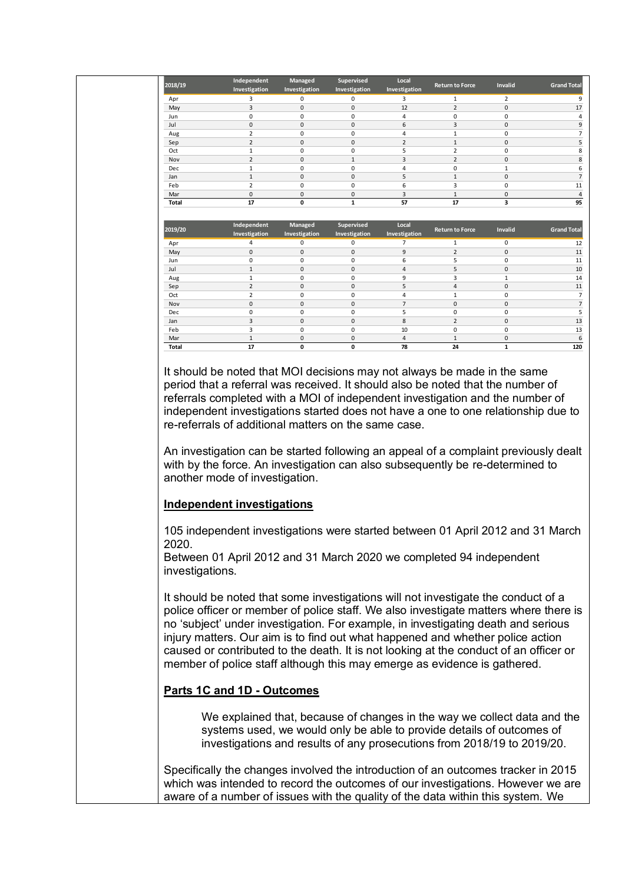| 2018/19 | Independent Investigation | Managed Investigation | Supervised Investigation | Local Investigation | Return to Force | Invalid | Grand Total |
|---|---|---|---|---|---|---|---|
| Apr | 3 | 0 | 0 | 3 | 1 | 2 | 9 |
| May | 3 | 0 | 0 | 12 | 2 | 0 | 17 |
| Jun | 0 | 0 | 0 | 4 | 0 | 0 | 4 |
| Jul | 0 | 0 | 0 | 6 | 3 | 0 | 9 |
| Aug | 2 | 0 | 0 | 4 | 1 | 0 | 7 |
| Sep | 2 | 0 | 0 | 2 | 1 | 0 | 5 |
| Oct | 1 | 0 | 0 | 5 | 2 | 0 | 8 |
| Nov | 2 | 0 | 1 | 3 | 2 | 0 | 8 |
| Dec | 1 | 0 | 0 | 4 | 0 | 1 | 6 |
| Jan | 1 | 0 | 0 | 5 | 1 | 0 | 7 |
| Feb | 2 | 0 | 0 | 6 | 3 | 0 | 11 |
| Mar | 0 | 0 | 0 | 3 | 1 | 0 | 4 |
| **Total** | **17** | **0** | **1** | **57** | **17** | **3** | **95** |

| 2019/20 | Independent Investigation | Managed Investigation | Supervised Investigation | Local Investigation | Return to Force | Invalid | Grand Total |
|---|---|---|---|---|---|---|---|
| Apr | 4 | 0 | 0 | 7 | 1 | 0 | 12 |
| May | 0 | 0 | 0 | 9 | 2 | 0 | 11 |
| Jun | 0 | 0 | 0 | 6 | 5 | 0 | 11 |
| Jul | 1 | 0 | 0 | 4 | 5 | 0 | 10 |
| Aug | 1 | 0 | 0 | 9 | 3 | 1 | 14 |
| Sep | 2 | 0 | 0 | 5 | 4 | 0 | 11 |
| Oct | 2 | 0 | 0 | 4 | 1 | 0 | 7 |
| Nov | 0 | 0 | 0 | 7 | 0 | 0 | 7 |
| Dec | 0 | 0 | 0 | 5 | 0 | 0 | 5 |
| Jan | 3 | 0 | 0 | 8 | 2 | 0 | 13 |
| Feb | 3 | 0 | 0 | 10 | 0 | 0 | 13 |
| Mar | 1 | 0 | 0 | 4 | 1 | 0 | 6 |
| **Total** | **17** | **0** | **0** | **78** | **24** | **1** | **120** |

It should be noted that MOI decisions may not always be made in the same period that a referral was received. It should also be noted that the number of referrals completed with a MOI of independent investigation and the number of independent investigations started does not have a one to one relationship due to re-referrals of additional matters on the same case.

An investigation can be started following an appeal of a complaint previously dealt with by the force. An investigation can also subsequently be re-determined to another mode of investigation.

**<u>Independent investigations</u>**

105 independent investigations were started between 01 April 2012 and 31 March 2020.
Between 01 April 2012 and 31 March 2020 we completed 94 independent investigations.

It should be noted that some investigations will not investigate the conduct of a police officer or member of police staff. We also investigate matters where there is no 'subject' under investigation. For example, in investigating death and serious injury matters. Our aim is to find out what happened and whether police action caused or contributed to the death. It is not looking at the conduct of an officer or member of police staff although this may emerge as evidence is gathered.

**<u>Parts 1C and 1D - Outcomes</u>**

> We explained that, because of changes in the way we collect data and the systems used, we would only be able to provide details of outcomes of investigations and results of any prosecutions from 2018/19 to 2019/20.

Specifically the changes involved the introduction of an outcomes tracker in 2015 which was intended to record the outcomes of our investigations. However we are aware of a number of issues with the quality of the data within this system. We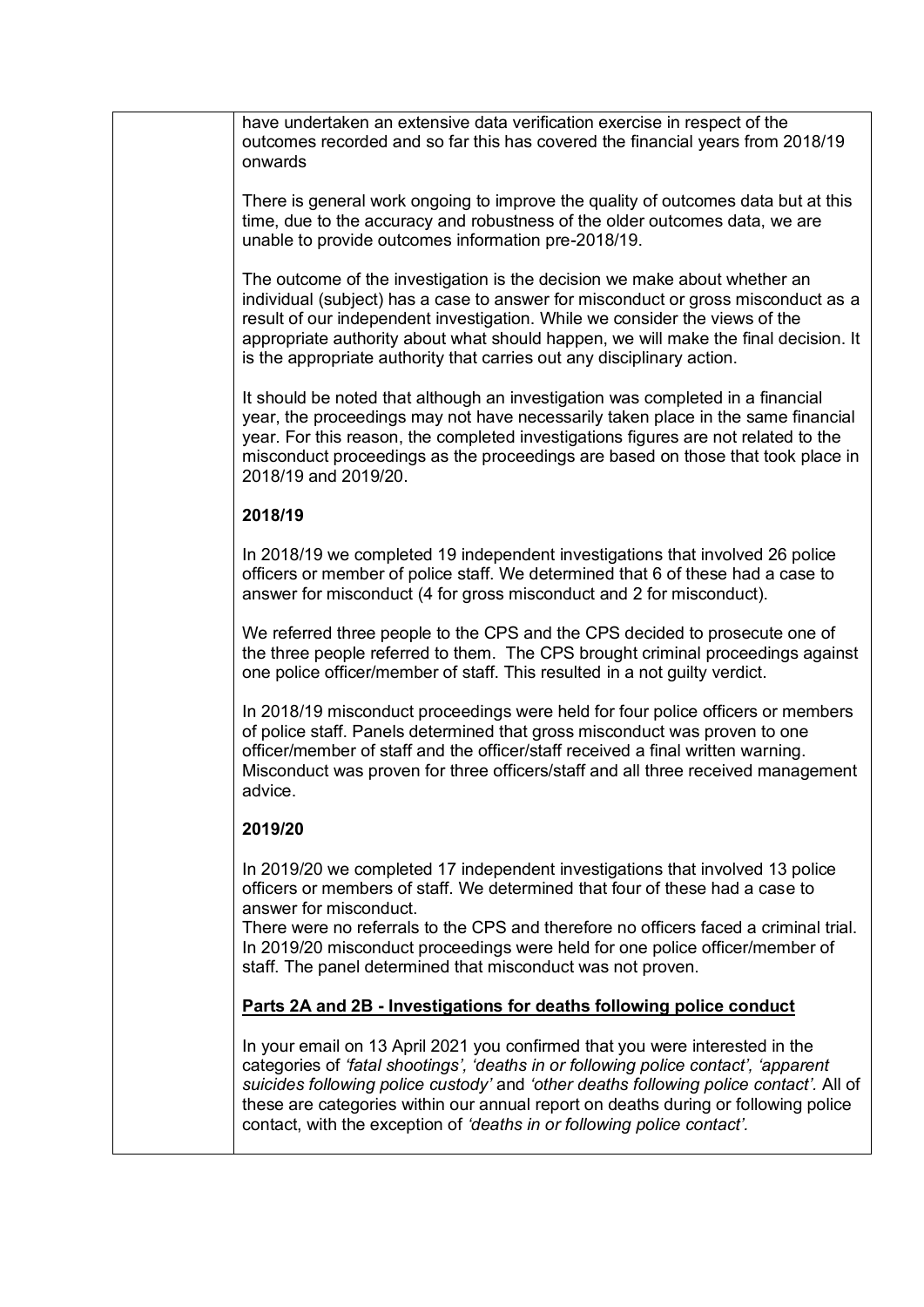have undertaken an extensive data verification exercise in respect of the outcomes recorded and so far this has covered the financial years from 2018/19 onwards

There is general work ongoing to improve the quality of outcomes data but at this time, due to the accuracy and robustness of the older outcomes data, we are unable to provide outcomes information pre-2018/19.

The outcome of the investigation is the decision we make about whether an individual (subject) has a case to answer for misconduct or gross misconduct as a result of our independent investigation. While we consider the views of the appropriate authority about what should happen, we will make the final decision. It is the appropriate authority that carries out any disciplinary action.

It should be noted that although an investigation was completed in a financial year, the proceedings may not have necessarily taken place in the same financial year. For this reason, the completed investigations figures are not related to the misconduct proceedings as the proceedings are based on those that took place in 2018/19 and 2019/20.

**2018/19**

In 2018/19 we completed 19 independent investigations that involved 26 police officers or member of police staff. We determined that 6 of these had a case to answer for misconduct (4 for gross misconduct and 2 for misconduct).

We referred three people to the CPS and the CPS decided to prosecute one of the three people referred to them. The CPS brought criminal proceedings against one police officer/member of staff. This resulted in a not guilty verdict.

In 2018/19 misconduct proceedings were held for four police officers or members of police staff. Panels determined that gross misconduct was proven to one officer/member of staff and the officer/staff received a final written warning. Misconduct was proven for three officers/staff and all three received management advice.

**2019/20**

In 2019/20 we completed 17 independent investigations that involved 13 police officers or members of staff. We determined that four of these had a case to answer for misconduct.
There were no referrals to the CPS and therefore no officers faced a criminal trial. In 2019/20 misconduct proceedings were held for one police officer/member of staff. The panel determined that misconduct was not proven.

**<u>Parts 2A and 2B - Investigations for deaths following police conduct</u>**

In your email on 13 April 2021 you confirmed that you were interested in the categories of *'fatal shootings', 'deaths in or following police contact', 'apparent suicides following police custody'* and *'other deaths following police contact'.* All of these are categories within our annual report on deaths during or following police contact, with the exception of *'deaths in or following police contact'.*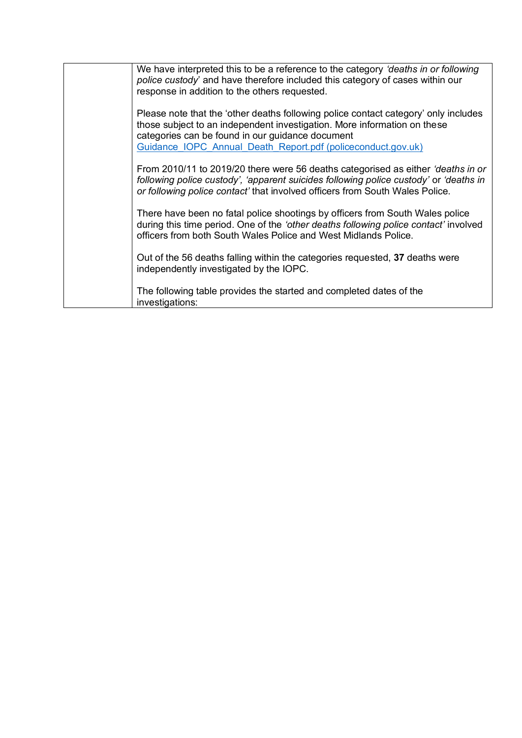| | |
|---|---|
| | We have interpreted this to be a reference to the category *'deaths in or following police custody'* and have therefore included this category of cases within our response in addition to the others requested.<br><br>Please note that the 'other deaths following police contact category' only includes those subject to an independent investigation. More information on these categories can be found in our guidance document [Guidance_IOPC_Annual_Death_Report.pdf (policeconduct.gov.uk)](Guidance_IOPC_Annual_Death_Report.pdf)<br><br>From 2010/11 to 2019/20 there were 56 deaths categorised as either *'deaths in or following police custody', 'apparent suicides following police custody'* or *'deaths in or following police contact'* that involved officers from South Wales Police.<br><br>There have been no fatal police shootings by officers from South Wales police during this time period. One of the *'other deaths following police contact'* involved officers from both South Wales Police and West Midlands Police.<br><br>Out of the 56 deaths falling within the categories requested, **37** deaths were independently investigated by the IOPC.<br><br>The following table provides the started and completed dates of the investigations: |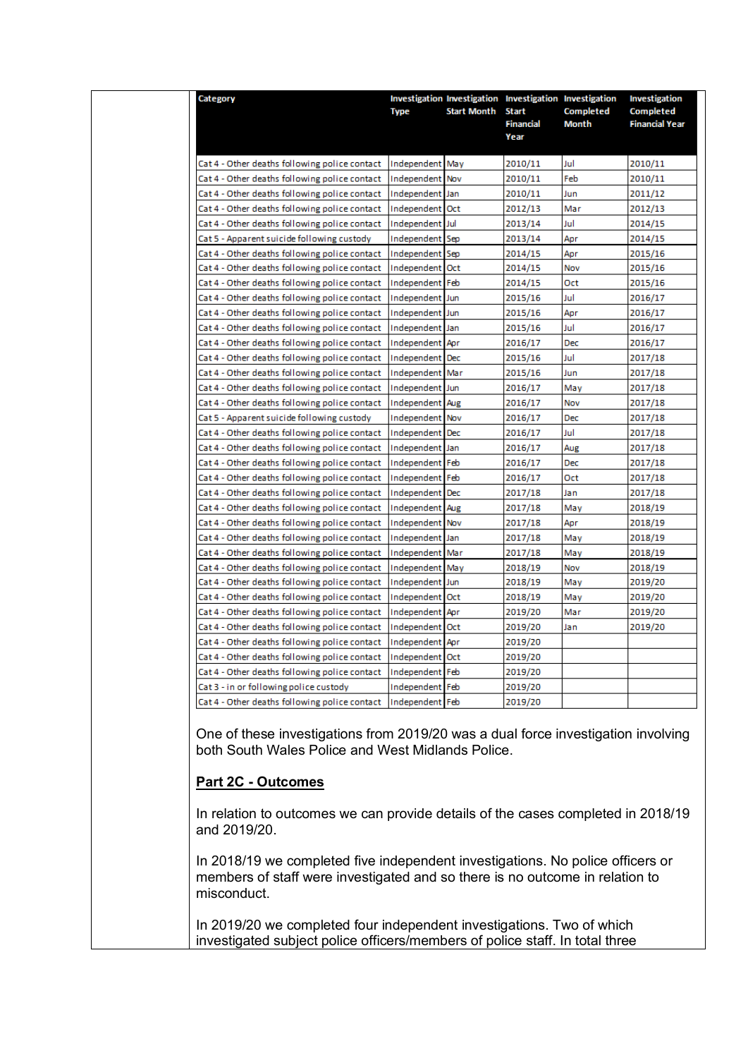| Category | Investigation Type | Investigation Start Month | Investigation Start Financial Year | Investigation Completed Month | Investigation Completed Financial Year |
|---|---|---|---|---|---|
| Cat 4 - Other deaths following police contact | Independent | May | 2010/11 | Jul | 2010/11 |
| Cat 4 - Other deaths following police contact | Independent | Nov | 2010/11 | Feb | 2010/11 |
| Cat 4 - Other deaths following police contact | Independent | Jan | 2010/11 | Jun | 2011/12 |
| Cat 4 - Other deaths following police contact | Independent | Oct | 2012/13 | Mar | 2012/13 |
| Cat 4 - Other deaths following police contact | Independent | Jul | 2013/14 | Jul | 2014/15 |
| Cat 5 - Apparent suicide following custody | Independent | Sep | 2013/14 | Apr | 2014/15 |
| Cat 4 - Other deaths following police contact | Independent | Sep | 2014/15 | Apr | 2015/16 |
| Cat 4 - Other deaths following police contact | Independent | Oct | 2014/15 | Nov | 2015/16 |
| Cat 4 - Other deaths following police contact | Independent | Feb | 2014/15 | Oct | 2015/16 |
| Cat 4 - Other deaths following police contact | Independent | Jun | 2015/16 | Jul | 2016/17 |
| Cat 4 - Other deaths following police contact | Independent | Jun | 2015/16 | Apr | 2016/17 |
| Cat 4 - Other deaths following police contact | Independent | Jan | 2015/16 | Jul | 2016/17 |
| Cat 4 - Other deaths following police contact | Independent | Apr | 2016/17 | Dec | 2016/17 |
| Cat 4 - Other deaths following police contact | Independent | Dec | 2015/16 | Jul | 2017/18 |
| Cat 4 - Other deaths following police contact | Independent | Mar | 2015/16 | Jun | 2017/18 |
| Cat 4 - Other deaths following police contact | Independent | Jun | 2016/17 | May | 2017/18 |
| Cat 4 - Other deaths following police contact | Independent | Aug | 2016/17 | Nov | 2017/18 |
| Cat 5 - Apparent suicide following custody | Independent | Nov | 2016/17 | Dec | 2017/18 |
| Cat 4 - Other deaths following police contact | Independent | Dec | 2016/17 | Jul | 2017/18 |
| Cat 4 - Other deaths following police contact | Independent | Jan | 2016/17 | Aug | 2017/18 |
| Cat 4 - Other deaths following police contact | Independent | Feb | 2016/17 | Dec | 2017/18 |
| Cat 4 - Other deaths following police contact | Independent | Feb | 2016/17 | Oct | 2017/18 |
| Cat 4 - Other deaths following police contact | Independent | Dec | 2017/18 | Jan | 2017/18 |
| Cat 4 - Other deaths following police contact | Independent | Aug | 2017/18 | May | 2018/19 |
| Cat 4 - Other deaths following police contact | Independent | Nov | 2017/18 | Apr | 2018/19 |
| Cat 4 - Other deaths following police contact | Independent | Jan | 2017/18 | May | 2018/19 |
| Cat 4 - Other deaths following police contact | Independent | Mar | 2017/18 | May | 2018/19 |
| Cat 4 - Other deaths following police contact | Independent | May | 2018/19 | Nov | 2018/19 |
| Cat 4 - Other deaths following police contact | Independent | Jun | 2018/19 | May | 2019/20 |
| Cat 4 - Other deaths following police contact | Independent | Oct | 2018/19 | May | 2019/20 |
| Cat 4 - Other deaths following police contact | Independent | Apr | 2019/20 | Mar | 2019/20 |
| Cat 4 - Other deaths following police contact | Independent | Oct | 2019/20 | Jan | 2019/20 |
| Cat 4 - Other deaths following police contact | Independent | Apr | 2019/20 | | |
| Cat 4 - Other deaths following police contact | Independent | Oct | 2019/20 | | |
| Cat 4 - Other deaths following police contact | Independent | Feb | 2019/20 | | |
| Cat 3 - in or following police custody | Independent | Feb | 2019/20 | | |
| Cat 4 - Other deaths following police contact | Independent | Feb | 2019/20 | | |

One of these investigations from 2019/20 was a dual force investigation involving both South Wales Police and West Midlands Police.

**Part 2C - Outcomes**

In relation to outcomes we can provide details of the cases completed in 2018/19 and 2019/20.

In 2018/19 we completed five independent investigations. No police officers or members of staff were investigated and so there is no outcome in relation to misconduct.

In 2019/20 we completed four independent investigations. Two of which investigated subject police officers/members of police staff. In total three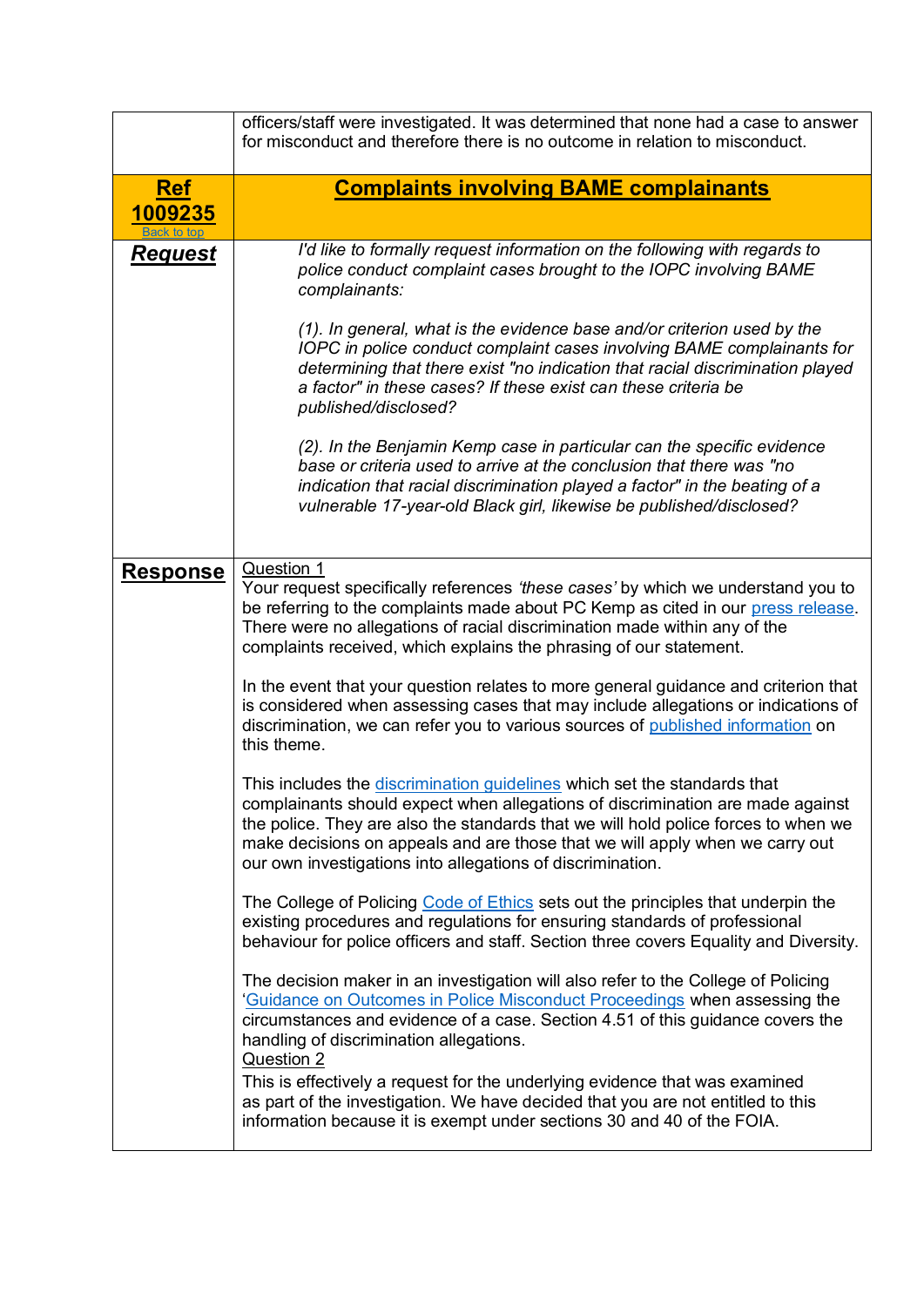| | |
|---|---|
| | officers/staff were investigated. It was determined that none had a case to answer for misconduct and therefore there is no outcome in relation to misconduct. |
| **Ref 1009235** Back to top | **Complaints involving BAME complainants** |
| ***Request*** | *I'd like to formally request information on the following with regards to police conduct complaint cases brought to the IOPC involving BAME complainants:*<br><br>*(1). In general, what is the evidence base and/or criterion used by the IOPC in police conduct complaint cases involving BAME complainants for determining that there exist "no indication that racial discrimination played a factor" in these cases? If these exist can these criteria be published/disclosed?*<br><br>*(2). In the Benjamin Kemp case in particular can the specific evidence base or criteria used to arrive at the conclusion that there was "no indication that racial discrimination played a factor" in the beating of a vulnerable 17-year-old Black girl, likewise be published/disclosed?* |
| **Response** | Question 1<br>Your request specifically references *'these cases'* by which we understand you to be referring to the complaints made about PC Kemp as cited in our press release. There were no allegations of racial discrimination made within any of the complaints received, which explains the phrasing of our statement.<br><br>In the event that your question relates to more general guidance and criterion that is considered when assessing cases that may include allegations or indications of discrimination, we can refer you to various sources of published information on this theme.<br><br>This includes the discrimination guidelines which set the standards that complainants should expect when allegations of discrimination are made against the police. They are also the standards that we will hold police forces to when we make decisions on appeals and are those that we will apply when we carry out our own investigations into allegations of discrimination.<br><br>The College of Policing Code of Ethics sets out the principles that underpin the existing procedures and regulations for ensuring standards of professional behaviour for police officers and staff. Section three covers Equality and Diversity.<br><br>The decision maker in an investigation will also refer to the College of Policing 'Guidance on Outcomes in Police Misconduct Proceedings when assessing the circumstances and evidence of a case. Section 4.51 of this guidance covers the handling of discrimination allegations.<br>Question 2<br>This is effectively a request for the underlying evidence that was examined as part of the investigation. We have decided that you are not entitled to this information because it is exempt under sections 30 and 40 of the FOIA. |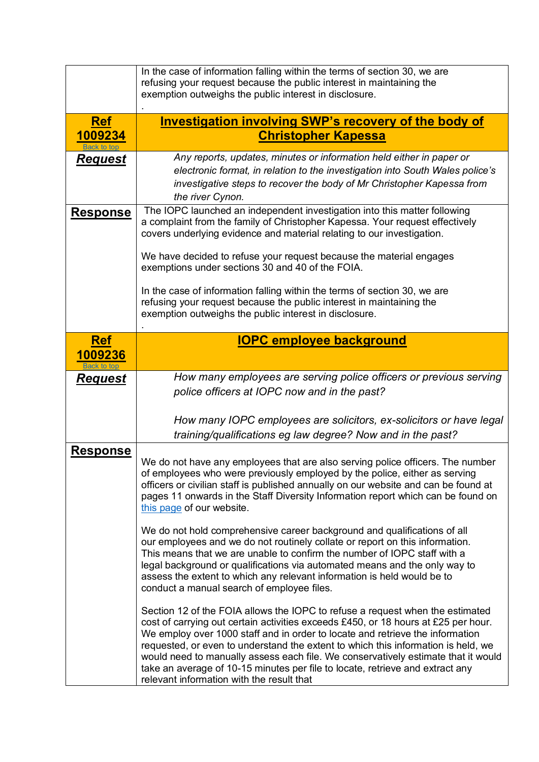| | |
|---|---|
| | In the case of information falling within the terms of section 30, we are refusing your request because the public interest in maintaining the exemption outweighs the public interest in disclosure.<br>. |
| **Ref 1009234**<br>Back to top | **Investigation involving SWP's recovery of the body of Christopher Kapessa** |
| ***Request*** | *Any reports, updates, minutes or information held either in paper or electronic format, in relation to the investigation into South Wales police's investigative steps to recover the body of Mr Christopher Kapessa from the river Cynon.* |
| **Response** | The IOPC launched an independent investigation into this matter following a complaint from the family of Christopher Kapessa. Your request effectively covers underlying evidence and material relating to our investigation.<br><br>We have decided to refuse your request because the material engages exemptions under sections 30 and 40 of the FOIA.<br><br>In the case of information falling within the terms of section 30, we are refusing your request because the public interest in maintaining the exemption outweighs the public interest in disclosure.<br>. |
| **Ref 1009236**<br>Back to top | **IOPC employee background** |
| ***Request*** | *How many employees are serving police officers or previous serving police officers at IOPC now and in the past?*<br><br>*How many IOPC employees are solicitors, ex-solicitors or have legal training/qualifications eg law degree? Now and in the past?* |
| **Response** | We do not have any employees that are also serving police officers. The number of employees who were previously employed by the police, either as serving officers or civilian staff is published annually on our website and can be found at pages 11 onwards in the Staff Diversity Information report which can be found on this page of our website.<br><br>We do not hold comprehensive career background and qualifications of all our employees and we do not routinely collate or report on this information. This means that we are unable to confirm the number of IOPC staff with a legal background or qualifications via automated means and the only way to assess the extent to which any relevant information is held would be to conduct a manual search of employee files.<br><br>Section 12 of the FOIA allows the IOPC to refuse a request when the estimated cost of carrying out certain activities exceeds £450, or 18 hours at £25 per hour. We employ over 1000 staff and in order to locate and retrieve the information requested, or even to understand the extent to which this information is held, we would need to manually assess each file. We conservatively estimate that it would take an average of 10-15 minutes per file to locate, retrieve and extract any relevant information with the result that |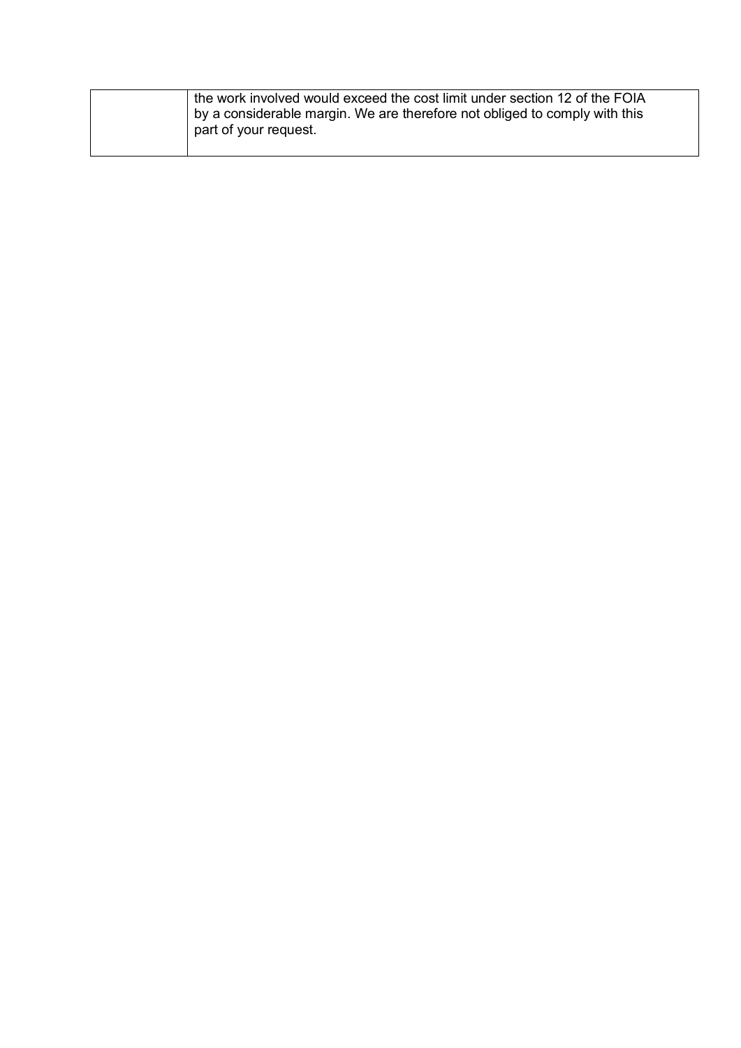| | |
|---|---|
| | the work involved would exceed the cost limit under section 12 of the FOIA by a considerable margin. We are therefore not obliged to comply with this part of your request. |